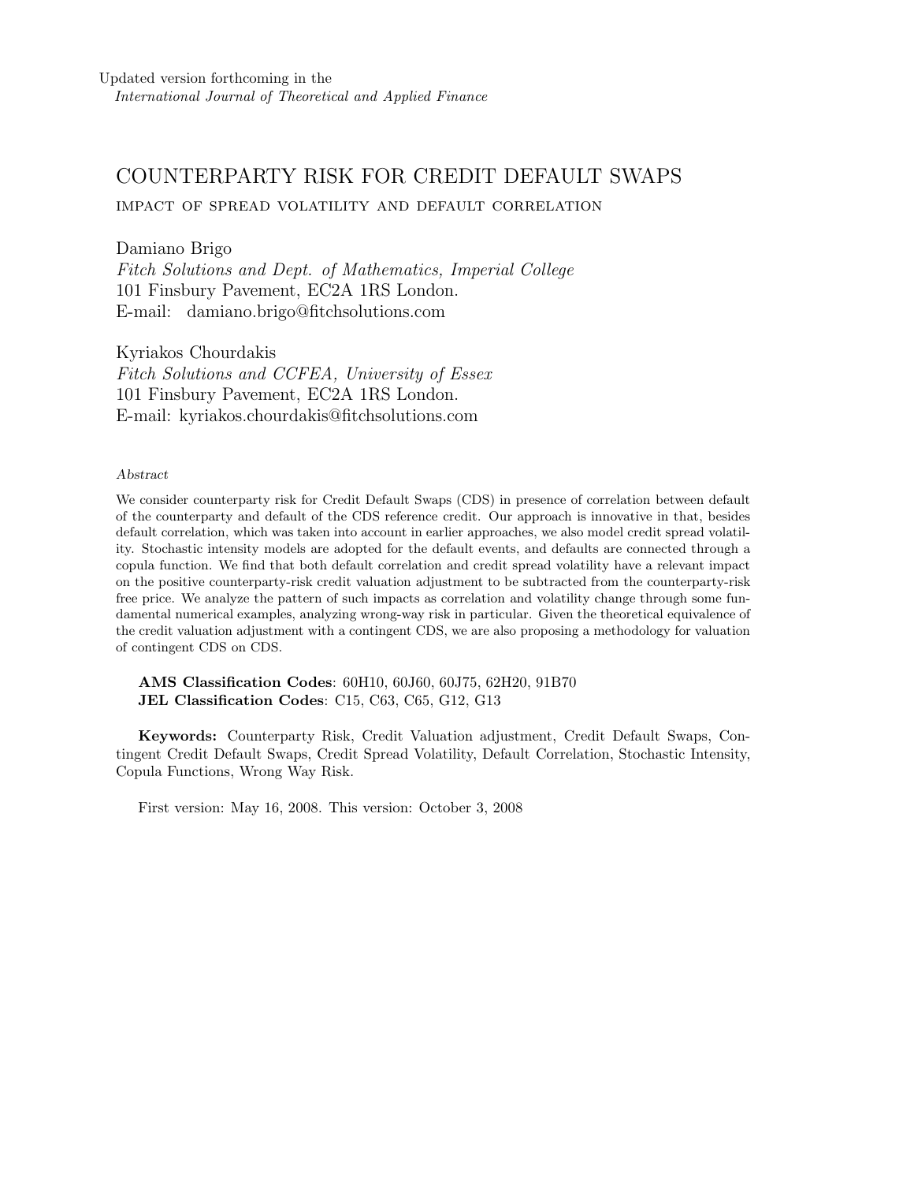Updated version forthcoming in the
*International Journal of Theoretical and Applied Finance*

# COUNTERPARTY RISK FOR CREDIT DEFAULT SWAPS

## IMPACT OF SPREAD VOLATILITY AND DEFAULT CORRELATION

Damiano Brigo
*Fitch Solutions and Dept. of Mathematics, Imperial College*
101 Finsbury Pavement, EC2A 1RS London.
E-mail: damiano.brigo@fitchsolutions.com

Kyriakos Chourdakis
*Fitch Solutions and CCFEA, University of Essex*
101 Finsbury Pavement, EC2A 1RS London.
E-mail: kyriakos.chourdakis@fitchsolutions.com

*Abstract*

We consider counterparty risk for Credit Default Swaps (CDS) in presence of correlation between default of the counterparty and default of the CDS reference credit. Our approach is innovative in that, besides default correlation, which was taken into account in earlier approaches, we also model credit spread volatility. Stochastic intensity models are adopted for the default events, and defaults are connected through a copula function. We find that both default correlation and credit spread volatility have a relevant impact on the positive counterparty-risk credit valuation adjustment to be subtracted from the counterparty-risk free price. We analyze the pattern of such impacts as correlation and volatility change through some fundamental numerical examples, analyzing wrong-way risk in particular. Given the theoretical equivalence of the credit valuation adjustment with a contingent CDS, we are also proposing a methodology for valuation of contingent CDS on CDS.

**AMS Classification Codes**: 60H10, 60J60, 60J75, 62H20, 91B70
**JEL Classification Codes**: C15, C63, C65, G12, G13

**Keywords:** Counterparty Risk, Credit Valuation adjustment, Credit Default Swaps, Contingent Credit Default Swaps, Credit Spread Volatility, Default Correlation, Stochastic Intensity, Copula Functions, Wrong Way Risk.

First version: May 16, 2008. This version: October 3, 2008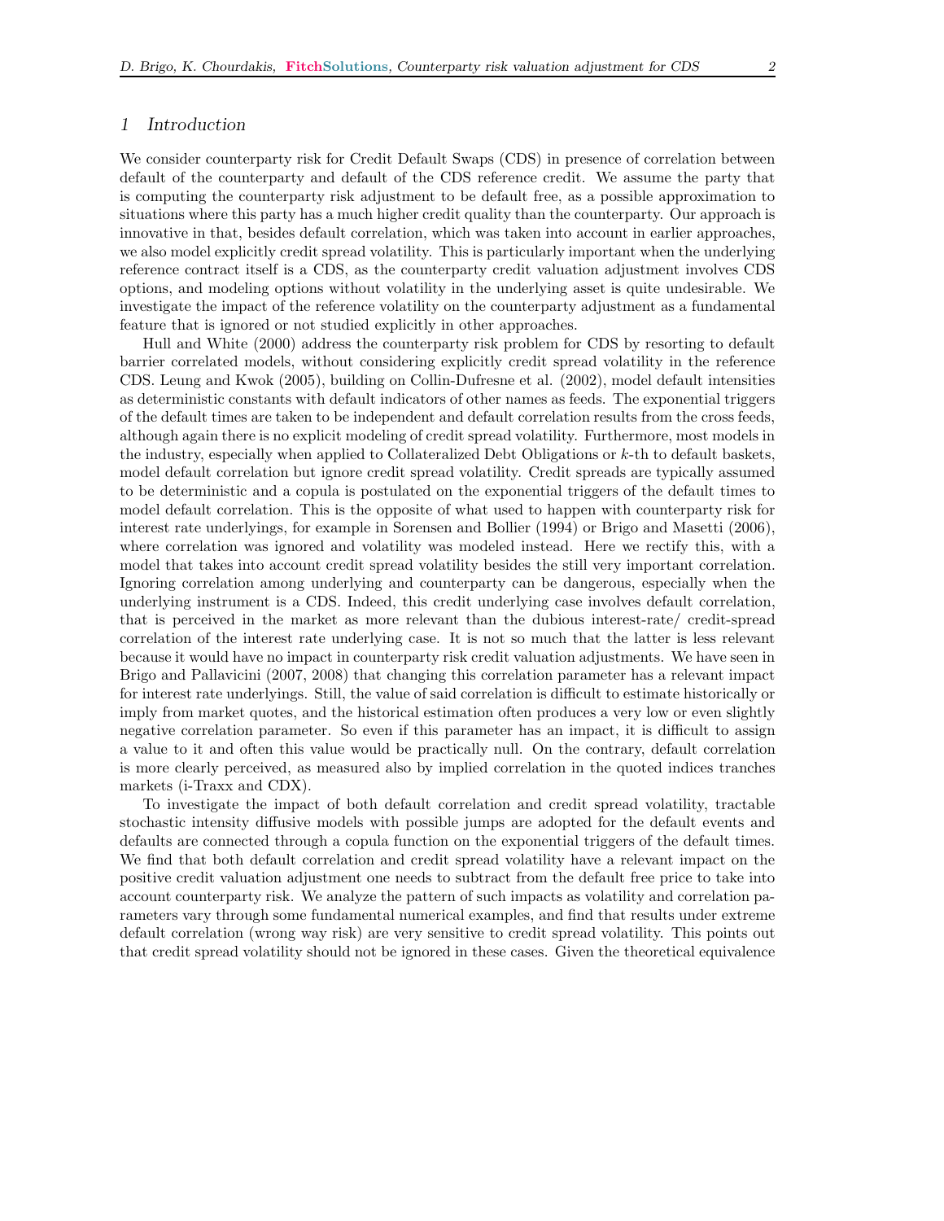# 1 Introduction

We consider counterparty risk for Credit Default Swaps (CDS) in presence of correlation between default of the counterparty and default of the CDS reference credit. We assume the party that is computing the counterparty risk adjustment to be default free, as a possible approximation to situations where this party has a much higher credit quality than the counterparty. Our approach is innovative in that, besides default correlation, which was taken into account in earlier approaches, we also model explicitly credit spread volatility. This is particularly important when the underlying reference contract itself is a CDS, as the counterparty credit valuation adjustment involves CDS options, and modeling options without volatility in the underlying asset is quite undesirable. We investigate the impact of the reference volatility on the counterparty adjustment as a fundamental feature that is ignored or not studied explicitly in other approaches.

Hull and White (2000) address the counterparty risk problem for CDS by resorting to default barrier correlated models, without considering explicitly credit spread volatility in the reference CDS. Leung and Kwok (2005), building on Collin-Dufresne et al. (2002), model default intensities as deterministic constants with default indicators of other names as feeds. The exponential triggers of the default times are taken to be independent and default correlation results from the cross feeds, although again there is no explicit modeling of credit spread volatility. Furthermore, most models in the industry, especially when applied to Collateralized Debt Obligations or $k$-th to default baskets, model default correlation but ignore credit spread volatility. Credit spreads are typically assumed to be deterministic and a copula is postulated on the exponential triggers of the default times to model default correlation. This is the opposite of what used to happen with counterparty risk for interest rate underlyings, for example in Sorensen and Bollier (1994) or Brigo and Masetti (2006), where correlation was ignored and volatility was modeled instead. Here we rectify this, with a model that takes into account credit spread volatility besides the still very important correlation. Ignoring correlation among underlying and counterparty can be dangerous, especially when the underlying instrument is a CDS. Indeed, this credit underlying case involves default correlation, that is perceived in the market as more relevant than the dubious interest-rate/ credit-spread correlation of the interest rate underlying case. It is not so much that the latter is less relevant because it would have no impact in counterparty risk credit valuation adjustments. We have seen in Brigo and Pallavicini (2007, 2008) that changing this correlation parameter has a relevant impact for interest rate underlyings. Still, the value of said correlation is difficult to estimate historically or imply from market quotes, and the historical estimation often produces a very low or even slightly negative correlation parameter. So even if this parameter has an impact, it is difficult to assign a value to it and often this value would be practically null. On the contrary, default correlation is more clearly perceived, as measured also by implied correlation in the quoted indices tranches markets (i-Traxx and CDX).

To investigate the impact of both default correlation and credit spread volatility, tractable stochastic intensity diffusive models with possible jumps are adopted for the default events and defaults are connected through a copula function on the exponential triggers of the default times. We find that both default correlation and credit spread volatility have a relevant impact on the positive credit valuation adjustment one needs to subtract from the default free price to take into account counterparty risk. We analyze the pattern of such impacts as volatility and correlation parameters vary through some fundamental numerical examples, and find that results under extreme default correlation (wrong way risk) are very sensitive to credit spread volatility. This points out that credit spread volatility should not be ignored in these cases. Given the theoretical equivalence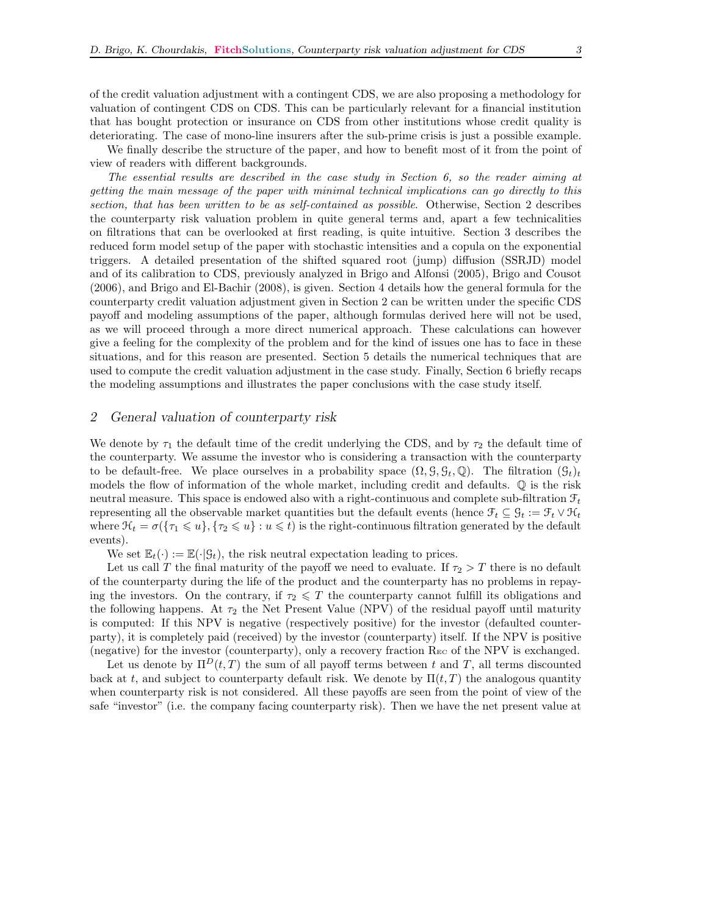of the credit valuation adjustment with a contingent CDS, we are also proposing a methodology for valuation of contingent CDS on CDS. This can be particularly relevant for a financial institution that has bought protection or insurance on CDS from other institutions whose credit quality is deteriorating. The case of mono-line insurers after the sub-prime crisis is just a possible example.

We finally describe the structure of the paper, and how to benefit most of it from the point of view of readers with different backgrounds.

*The essential results are described in the case study in Section 6, so the reader aiming at getting the main message of the paper with minimal technical implications can go directly to this section, that has been written to be as self-contained as possible*. Otherwise, Section 2 describes the counterparty risk valuation problem in quite general terms and, apart a few technicalities on filtrations that can be overlooked at first reading, is quite intuitive. Section 3 describes the reduced form model setup of the paper with stochastic intensities and a copula on the exponential triggers. A detailed presentation of the shifted squared root (jump) diffusion (SSRJD) model and of its calibration to CDS, previously analyzed in Brigo and Alfonsi (2005), Brigo and Cousot (2006), and Brigo and El-Bachir (2008), is given. Section 4 details how the general formula for the counterparty credit valuation adjustment given in Section 2 can be written under the specific CDS payoff and modeling assumptions of the paper, although formulas derived here will not be used, as we will proceed through a more direct numerical approach. These calculations can however give a feeling for the complexity of the problem and for the kind of issues one has to face in these situations, and for this reason are presented. Section 5 details the numerical techniques that are used to compute the credit valuation adjustment in the case study. Finally, Section 6 briefly recaps the modeling assumptions and illustrates the paper conclusions with the case study itself.

## 2 General valuation of counterparty risk

We denote by $\tau_1$ the default time of the credit underlying the CDS, and by $\tau_2$ the default time of the counterparty. We assume the investor who is considering a transaction with the counterparty to be default-free. We place ourselves in a probability space $(\Omega, \mathcal{G}, \mathcal{G}_t, \mathbb{Q})$. The filtration $(\mathcal{G}_t)_t$ models the flow of information of the whole market, including credit and defaults. $\mathbb{Q}$ is the risk neutral measure. This space is endowed also with a right-continuous and complete sub-filtration $\mathcal{F}_t$ representing all the observable market quantities but the default events (hence $\mathcal{F}_t \subseteq \mathcal{G}_t := \mathcal{F}_t \vee \mathcal{H}_t$ where $\mathcal{H}_t = \sigma(\{\tau_1 \leqslant u\}, \{\tau_2 \leqslant u\} : u \leqslant t)$ is the right-continuous filtration generated by the default events).

We set $\mathbb{E}_t(\cdot) := \mathbb{E}(\cdot|\mathcal{G}_t)$, the risk neutral expectation leading to prices.

Let us call $T$ the final maturity of the payoff we need to evaluate. If $\tau_2 > T$ there is no default of the counterparty during the life of the product and the counterparty has no problems in repaying the investors. On the contrary, if $\tau_2 \leqslant T$ the counterparty cannot fulfill its obligations and the following happens. At $\tau_2$ the Net Present Value (NPV) of the residual payoff until maturity is computed: If this NPV is negative (respectively positive) for the investor (defaulted counterparty), it is completely paid (received) by the investor (counterparty) itself. If the NPV is positive (negative) for the investor (counterparty), only a recovery fraction $\mathrm{R}_{\mathrm{EC}}$ of the NPV is exchanged.

Let us denote by $\Pi^D(t, T)$ the sum of all payoff terms between $t$ and $T$, all terms discounted back at $t$, and subject to counterparty default risk. We denote by $\Pi(t, T)$ the analogous quantity when counterparty risk is not considered. All these payoffs are seen from the point of view of the safe "investor" (i.e. the company facing counterparty risk). Then we have the net present value at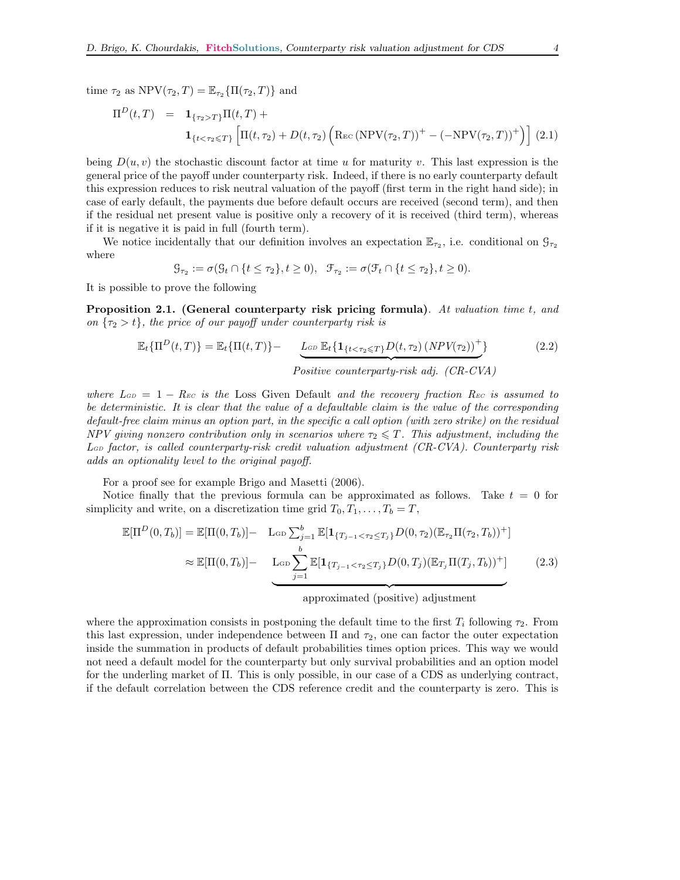time $\tau_2$ as $\mathrm{NPV}(\tau_2, T) = \mathbb{E}_{\tau_2}\{\Pi(\tau_2, T)\}$ and

$$
\begin{aligned}
\Pi^D(t,T) &= \mathbf{1}_{\{\tau_2 > T\}}\Pi(t,T) + \\
&\quad \mathbf{1}_{\{t < \tau_2 \leqslant T\}}\left[\Pi(t,\tau_2) + D(t,\tau_2)\left(\mathrm{R_{EC}}\,(\mathrm{NPV}(\tau_2,T))^+ - (-\mathrm{NPV}(\tau_2,T))^+\right)\right]
\end{aligned}
\tag{2.1}
$$

being $D(u,v)$ the stochastic discount factor at time $u$ for maturity $v$. This last expression is the general price of the payoff under counterparty risk. Indeed, if there is no early counterparty default this expression reduces to risk neutral valuation of the payoff (first term in the right hand side); in case of early default, the payments due before default occurs are received (second term), and then if the residual net present value is positive only a recovery of it is received (third term), whereas if it is negative it is paid in full (fourth term).

We notice incidentally that our definition involves an expectation $\mathbb{E}_{\tau_2}$, i.e. conditional on $\mathcal{G}_{\tau_2}$ where

$$
\mathcal{G}_{\tau_2} := \sigma(\mathcal{G}_t \cap \{t \leq \tau_2\}, t \geq 0), \quad \mathcal{F}_{\tau_2} := \sigma(\mathcal{F}_t \cap \{t \leq \tau_2\}, t \geq 0).
$$

It is possible to prove the following

**Proposition 2.1. (General counterparty risk pricing formula)**. *At valuation time $t$, and on $\{\tau_2 > t\}$, the price of our payoff under counterparty risk is*

$$
\mathbb{E}_t\{\Pi^D(t,T)\} = \mathbb{E}_t\{\Pi(t,T)\} - \underbrace{L_{GD}\,\mathbb{E}_t\{\mathbf{1}_{\{t<\tau_2\leqslant T\}}D(t,\tau_2)\,(NPV(\tau_2))^+\}}_{\text{Positive counterparty-risk adj. (CR-CVA)}}
\tag{2.2}
$$

*where $L_{GD} = 1 - R_{EC}$ is the* Loss Given Default *and the recovery fraction $R_{EC}$ is assumed to be deterministic. It is clear that the value of a defaultable claim is the value of the corresponding default-free claim minus an option part, in the specific a call option (with zero strike) on the residual NPV giving nonzero contribution only in scenarios where $\tau_2 \leqslant T$. This adjustment, including the $L_{GD}$ factor, is called counterparty-risk credit valuation adjustment (CR-CVA). Counterparty risk adds an optionality level to the original payoff.*

For a proof see for example Brigo and Masetti (2006).

Notice finally that the previous formula can be approximated as follows. Take $t = 0$ for simplicity and write, on a discretization time grid $T_0, T_1, \ldots, T_b = T$,

$$
\begin{aligned}
\mathbb{E}[\Pi^D(0,T_b)] &= \mathbb{E}[\Pi(0,T_b)] - \mathrm{L_{GD}}\sum_{j=1}^{b}\mathbb{E}[\mathbf{1}_{\{T_{j-1}<\tau_2\leq T_j\}}D(0,\tau_2)(\mathbb{E}_{\tau_2}\Pi(\tau_2,T_b))^+] \\
&\approx \mathbb{E}[\Pi(0,T_b)] - \underbrace{\mathrm{L_{GD}}\sum_{j=1}^{b}\mathbb{E}[\mathbf{1}_{\{T_{j-1}<\tau_2\leq T_j\}}D(0,T_j)(\mathbb{E}_{T_j}\Pi(T_j,T_b))^+]}_{\text{approximated (positive) adjustment}}
\end{aligned}
\tag{2.3}
$$

where the approximation consists in postponing the default time to the first $T_i$ following $\tau_2$. From this last expression, under independence between $\Pi$ and $\tau_2$, one can factor the outer expectation inside the summation in products of default probabilities times option prices. This way we would not need a default model for the counterparty but only survival probabilities and an option model for the underling market of $\Pi$. This is only possible, in our case of a CDS as underlying contract, if the default correlation between the CDS reference credit and the counterparty is zero. This is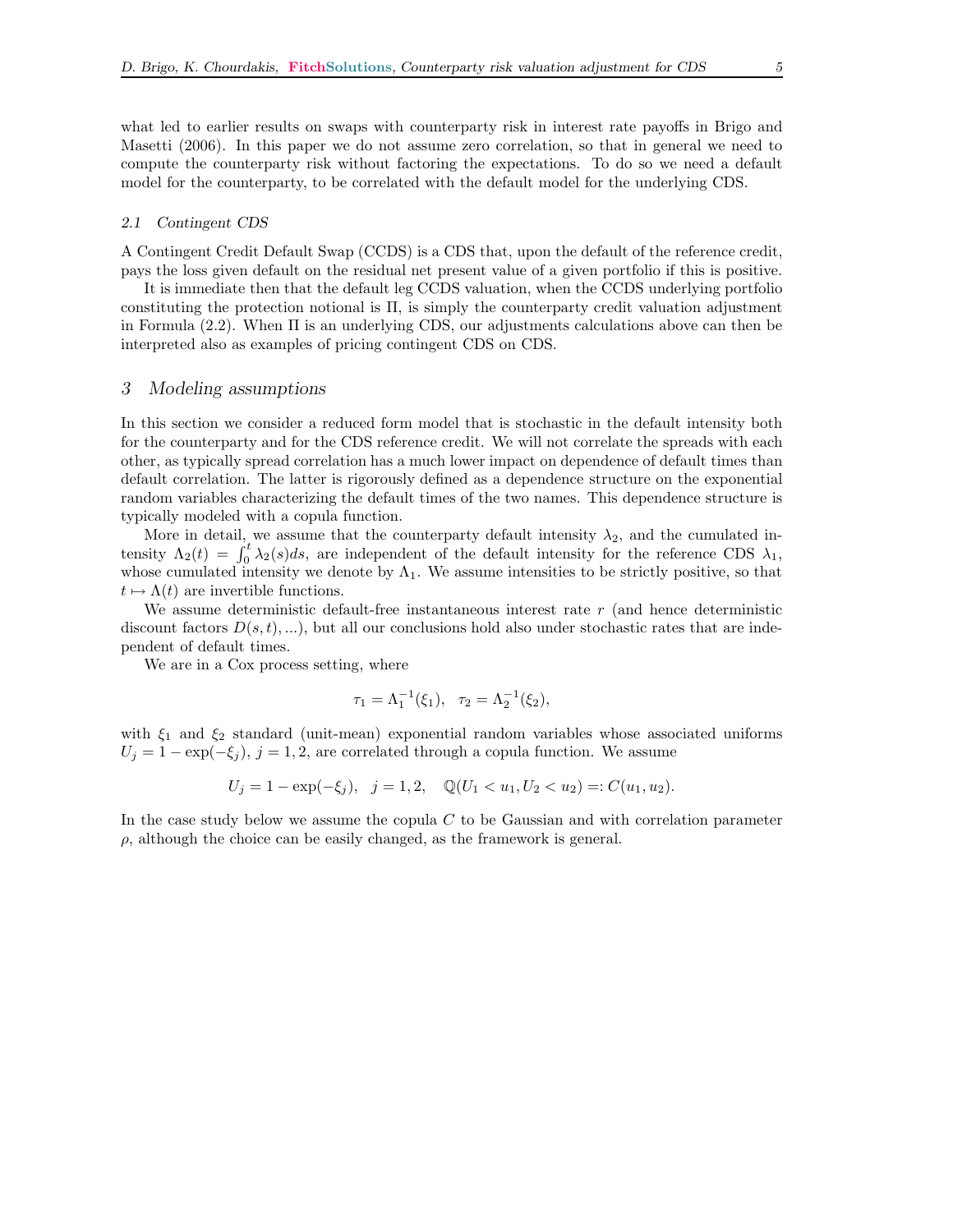what led to earlier results on swaps with counterparty risk in interest rate payoffs in Brigo and Masetti (2006). In this paper we do not assume zero correlation, so that in general we need to compute the counterparty risk without factoring the expectations. To do so we need a default model for the counterparty, to be correlated with the default model for the underlying CDS.

### 2.1 Contingent CDS

A Contingent Credit Default Swap (CCDS) is a CDS that, upon the default of the reference credit, pays the loss given default on the residual net present value of a given portfolio if this is positive.

It is immediate then that the default leg CCDS valuation, when the CCDS underlying portfolio constituting the protection notional is $\Pi$, is simply the counterparty credit valuation adjustment in Formula (2.2). When $\Pi$ is an underlying CDS, our adjustments calculations above can then be interpreted also as examples of pricing contingent CDS on CDS.

## 3 Modeling assumptions

In this section we consider a reduced form model that is stochastic in the default intensity both for the counterparty and for the CDS reference credit. We will not correlate the spreads with each other, as typically spread correlation has a much lower impact on dependence of default times than default correlation. The latter is rigorously defined as a dependence structure on the exponential random variables characterizing the default times of the two names. This dependence structure is typically modeled with a copula function.

More in detail, we assume that the counterparty default intensity $\lambda_2$, and the cumulated intensity $\Lambda_2(t) = \int_0^t \lambda_2(s)ds$, are independent of the default intensity for the reference CDS $\lambda_1$, whose cumulated intensity we denote by $\Lambda_1$. We assume intensities to be strictly positive, so that $t \mapsto \Lambda(t)$ are invertible functions.

We assume deterministic default-free instantaneous interest rate $r$ (and hence deterministic discount factors $D(s,t),...$), but all our conclusions hold also under stochastic rates that are independent of default times.

We are in a Cox process setting, where

$$\tau_1 = \Lambda_1^{-1}(\xi_1), \quad \tau_2 = \Lambda_2^{-1}(\xi_2),$$

with $\xi_1$ and $\xi_2$ standard (unit-mean) exponential random variables whose associated uniforms $U_j = 1 - \exp(-\xi_j)$, $j = 1, 2$, are correlated through a copula function. We assume

$$U_j = 1 - \exp(-\xi_j), \quad j = 1, 2, \quad \mathbb{Q}(U_1 < u_1, U_2 < u_2) =: C(u_1, u_2).$$

In the case study below we assume the copula $C$ to be Gaussian and with correlation parameter $\rho$, although the choice can be easily changed, as the framework is general.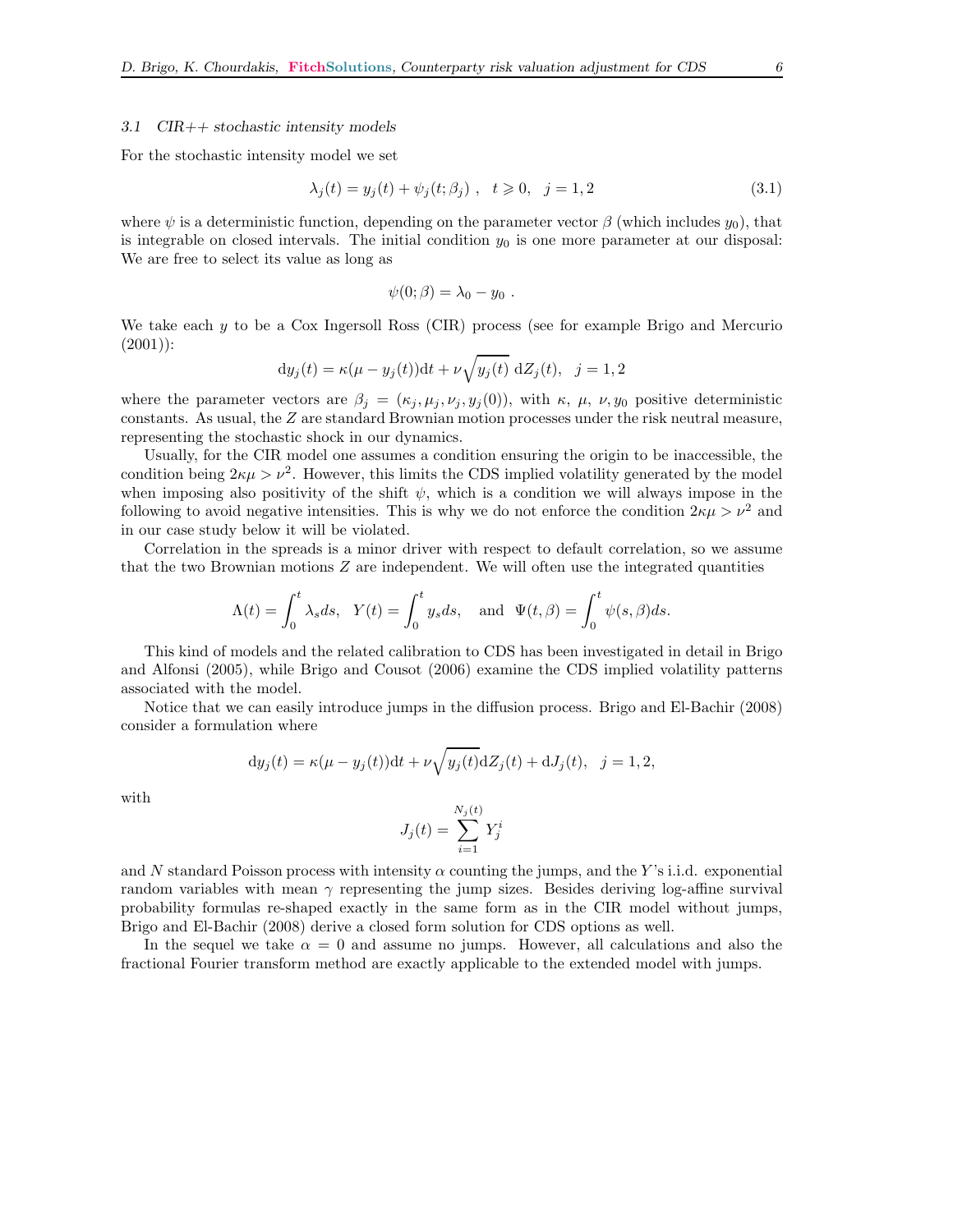### 3.1 CIR++ stochastic intensity models

For the stochastic intensity model we set

$$\lambda_j(t) = y_j(t) + \psi_j(t;\beta_j)\ , \quad t \geqslant 0, \quad j = 1, 2 \tag{3.1}$$

where $\psi$ is a deterministic function, depending on the parameter vector $\beta$ (which includes $y_0$), that is integrable on closed intervals. The initial condition $y_0$ is one more parameter at our disposal: We are free to select its value as long as

$$\psi(0;\beta) = \lambda_0 - y_0\ .$$

We take each $y$ to be a Cox Ingersoll Ross (CIR) process (see for example Brigo and Mercurio (2001)):

$$\mathrm{d}y_j(t) = \kappa(\mu - y_j(t))\mathrm{d}t + \nu\sqrt{y_j(t)}\ \mathrm{d}Z_j(t), \quad j = 1, 2$$

where the parameter vectors are $\beta_j = (\kappa_j, \mu_j, \nu_j, y_j(0))$, with $\kappa$, $\mu$, $\nu, y_0$ positive deterministic constants. As usual, the $Z$ are standard Brownian motion processes under the risk neutral measure, representing the stochastic shock in our dynamics.

Usually, for the CIR model one assumes a condition ensuring the origin to be inaccessible, the condition being $2\kappa\mu > \nu^2$. However, this limits the CDS implied volatility generated by the model when imposing also positivity of the shift $\psi$, which is a condition we will always impose in the following to avoid negative intensities. This is why we do not enforce the condition $2\kappa\mu > \nu^2$ and in our case study below it will be violated.

Correlation in the spreads is a minor driver with respect to default correlation, so we assume that the two Brownian motions $Z$ are independent. We will often use the integrated quantities

$$\Lambda(t) = \int_0^t \lambda_s ds, \quad Y(t) = \int_0^t y_s ds, \quad \text{and} \quad \Psi(t,\beta) = \int_0^t \psi(s,\beta)ds.$$

This kind of models and the related calibration to CDS has been investigated in detail in Brigo and Alfonsi (2005), while Brigo and Cousot (2006) examine the CDS implied volatility patterns associated with the model.

Notice that we can easily introduce jumps in the diffusion process. Brigo and El-Bachir (2008) consider a formulation where

$$\mathrm{d}y_j(t) = \kappa(\mu - y_j(t))\mathrm{d}t + \nu\sqrt{y_j(t)}\mathrm{d}Z_j(t) + \mathrm{d}J_j(t), \quad j = 1, 2,$$

with

$$J_j(t) = \sum_{i=1}^{N_j(t)} Y_j^i$$

and $N$ standard Poisson process with intensity $\alpha$ counting the jumps, and the $Y$'s i.i.d. exponential random variables with mean $\gamma$ representing the jump sizes. Besides deriving log-affine survival probability formulas re-shaped exactly in the same form as in the CIR model without jumps, Brigo and El-Bachir (2008) derive a closed form solution for CDS options as well.

In the sequel we take $\alpha = 0$ and assume no jumps. However, all calculations and also the fractional Fourier transform method are exactly applicable to the extended model with jumps.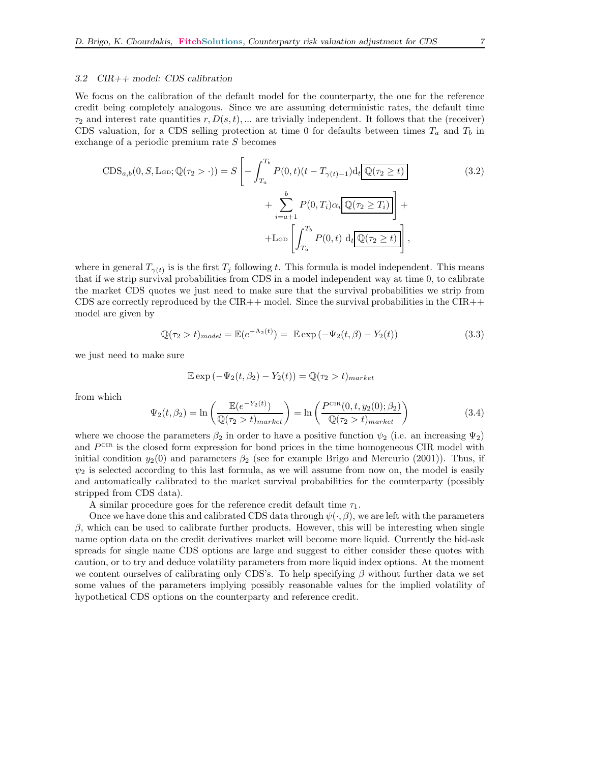### 3.2 CIR++ model: CDS calibration

We focus on the calibration of the default model for the counterparty, the one for the reference credit being completely analogous. Since we are assuming deterministic rates, the default time $\tau_2$ and interest rate quantities $r, D(s,t), \ldots$ are trivially independent. It follows that the (receiver) CDS valuation, for a CDS selling protection at time 0 for defaults between times $T_a$ and $T_b$ in exchange of a periodic premium rate $S$ becomes

$$
\begin{aligned}
\mathrm{CDS}_{a,b}(0, S, \mathrm{L_{GD}}; \mathbb{Q}(\tau_2 > \cdot)) = S \Bigg[ & - \int_{T_a}^{T_b} P(0,t)(t - T_{\gamma(t)-1}) \mathrm{d}_t \boxed{\mathbb{Q}(\tau_2 \geq t)} \\
& + \sum_{i=a+1}^{b} P(0, T_i) \alpha_i \boxed{\mathbb{Q}(\tau_2 \geq T_i)} \Bigg] + \\
& + \mathrm{L_{GD}} \left[ \int_{T_a}^{T_b} P(0,t) \; \mathrm{d}_t \boxed{\mathbb{Q}(\tau_2 \geq t)} \right],
\end{aligned} \tag{3.2}
$$

where in general $T_{\gamma(t)}$ is is the first $T_j$ following $t$. This formula is model independent. This means that if we strip survival probabilities from CDS in a model independent way at time 0, to calibrate the market CDS quotes we just need to make sure that the survival probabilities we strip from CDS are correctly reproduced by the CIR++ model. Since the survival probabilities in the CIR++ model are given by

$$
\mathbb{Q}(\tau_2 > t)_{model} = \mathbb{E}(e^{-\Lambda_2(t)}) = \; \mathbb{E} \exp\left(-\Psi_2(t, \beta) - Y_2(t)\right) \tag{3.3}
$$

we just need to make sure

$$
\mathbb{E} \exp\left(-\Psi_2(t, \beta_2) - Y_2(t)\right) = \mathbb{Q}(\tau_2 > t)_{market}
$$

from which

$$
\Psi_2(t, \beta_2) = \ln\left( \frac{\mathbb{E}(e^{-Y_2(t)})}{\mathbb{Q}(\tau_2 > t)_{market}} \right) = \ln\left( \frac{P^{\mathrm{CIR}}(0, t, y_2(0); \beta_2)}{\mathbb{Q}(\tau_2 > t)_{market}} \right) \tag{3.4}
$$

where we choose the parameters $\beta_2$ in order to have a positive function $\psi_2$ (i.e. an increasing $\Psi_2$) and $P^{\mathrm{CIR}}$ is the closed form expression for bond prices in the time homogeneous CIR model with initial condition $y_2(0)$ and parameters $\beta_2$ (see for example Brigo and Mercurio (2001)). Thus, if $\psi_2$ is selected according to this last formula, as we will assume from now on, the model is easily and automatically calibrated to the market survival probabilities for the counterparty (possibly stripped from CDS data).

A similar procedure goes for the reference credit default time $\tau_1$.

Once we have done this and calibrated CDS data through $\psi(\cdot, \beta)$, we are left with the parameters $\beta$, which can be used to calibrate further products. However, this will be interesting when single name option data on the credit derivatives market will become more liquid. Currently the bid-ask spreads for single name CDS options are large and suggest to either consider these quotes with caution, or to try and deduce volatility parameters from more liquid index options. At the moment we content ourselves of calibrating only CDS's. To help specifying $\beta$ without further data we set some values of the parameters implying possibly reasonable values for the implied volatility of hypothetical CDS options on the counterparty and reference credit.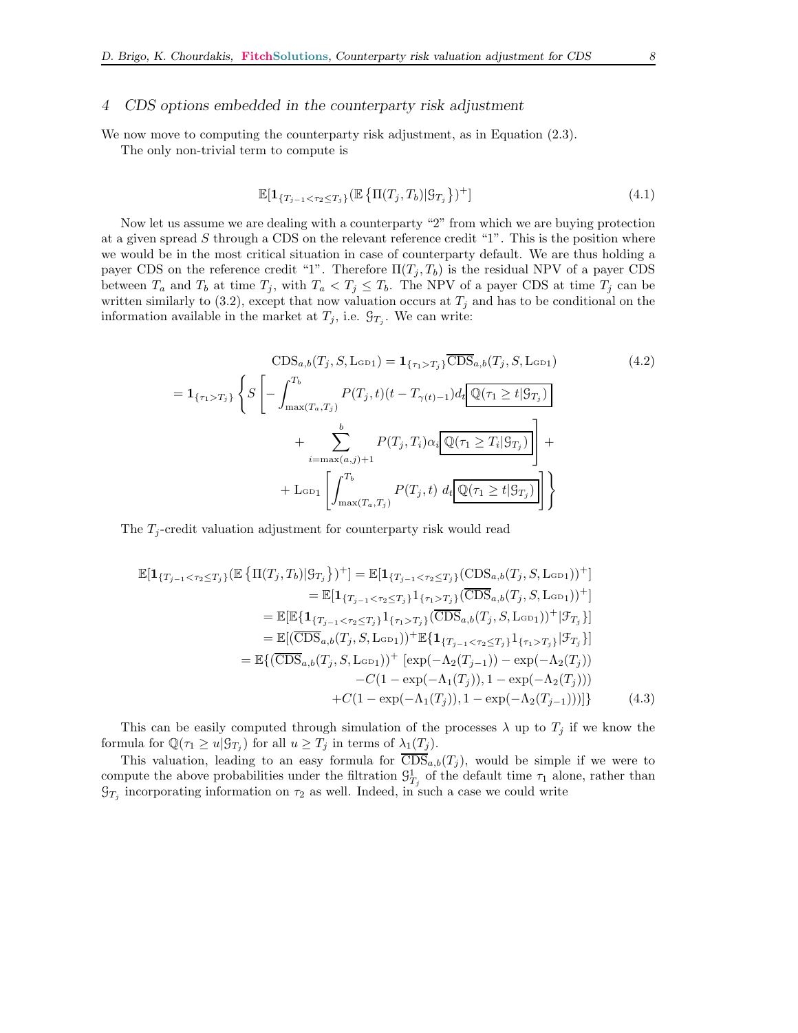## 4 CDS options embedded in the counterparty risk adjustment

We now move to computing the counterparty risk adjustment, as in Equation (2.3).

The only non-trivial term to compute is

$$\mathbb{E}[\mathbf{1}_{\{T_{j-1}<\tau_2\le T_j\}}(\mathbb{E}\left\{\Pi(T_j,T_b)|\mathcal{G}_{T_j}\right\})^+] \tag{4.1}$$

Now let us assume we are dealing with a counterparty "2" from which we are buying protection at a given spread $S$ through a CDS on the relevant reference credit "1". This is the position where we would be in the most critical situation in case of counterparty default. We are thus holding a payer CDS on the reference credit "1". Therefore $\Pi(T_j,T_b)$ is the residual NPV of a payer CDS between $T_a$ and $T_b$ at time $T_j$, with $T_a < T_j \le T_b$. The NPV of a payer CDS at time $T_j$ can be written similarly to (3.2), except that now valuation occurs at $T_j$ and has to be conditional on the information available in the market at $T_j$, i.e. $\mathcal{G}_{T_j}$. We can write:

$$\begin{aligned}
\mathrm{CDS}_{a,b}(T_j,S,\mathrm{L}_{\mathrm{GD}1}) &= \mathbf{1}_{\{\tau_1>T_j\}}\overline{\mathrm{CDS}}_{a,b}(T_j,S,\mathrm{L}_{\mathrm{GD}1}) \qquad (4.2)\\
= \mathbf{1}_{\{\tau_1>T_j\}}\Bigg\{S\Bigg[&-\int_{\max(T_a,T_j)}^{T_b}P(T_j,t)(t-T_{\gamma(t)-1})d_t\boxed{\mathbb{Q}(\tau_1\ge t|\mathcal{G}_{T_j})}\\
&+\sum_{i=\max(a,j)+1}^{b}P(T_j,T_i)\alpha_i\boxed{\mathbb{Q}(\tau_1\ge T_i|\mathcal{G}_{T_j})}\Bigg]+\\
&+\mathrm{L}_{\mathrm{GD}1}\left[\int_{\max(T_a,T_j)}^{T_b}P(T_j,t)\;d_t\boxed{\mathbb{Q}(\tau_1\ge t|\mathcal{G}_{T_j})}\right]\Bigg\}
\end{aligned}$$

The $T_j$-credit valuation adjustment for counterparty risk would read

$$\begin{aligned}
\mathbb{E}[\mathbf{1}_{\{T_{j-1}<\tau_2\le T_j\}}(\mathbb{E}\left\{\Pi(T_j,T_b)|\mathcal{G}_{T_j}\right\})^+] &= \mathbb{E}[\mathbf{1}_{\{T_{j-1}<\tau_2\le T_j\}}(\mathrm{CDS}_{a,b}(T_j,S,\mathrm{L}_{\mathrm{GD}1}))^+]\\
&= \mathbb{E}[\mathbf{1}_{\{T_{j-1}<\tau_2\le T_j\}}1_{\{\tau_1>T_j\}}(\overline{\mathrm{CDS}}_{a,b}(T_j,S,\mathrm{L}_{\mathrm{GD}1}))^+]\\
&= \mathbb{E}[\mathbb{E}\{\mathbf{1}_{\{T_{j-1}<\tau_2\le T_j\}}1_{\{\tau_1>T_j\}}(\overline{\mathrm{CDS}}_{a,b}(T_j,S,\mathrm{L}_{\mathrm{GD}1}))^+|\mathcal{F}_{T_j}\}]\\
&= \mathbb{E}[(\overline{\mathrm{CDS}}_{a,b}(T_j,S,\mathrm{L}_{\mathrm{GD}1}))^+\mathbb{E}\{\mathbf{1}_{\{T_{j-1}<\tau_2\le T_j\}}1_{\{\tau_1>T_j\}}|\mathcal{F}_{T_j}\}]\\
&= \mathbb{E}\{(\overline{\mathrm{CDS}}_{a,b}(T_j,S,\mathrm{L}_{\mathrm{GD}1}))^+\;[\exp(-\Lambda_2(T_{j-1}))-\exp(-\Lambda_2(T_j))\\
&\qquad -C(1-\exp(-\Lambda_1(T_j)),1-\exp(-\Lambda_2(T_j)))\\
&\qquad +C(1-\exp(-\Lambda_1(T_j)),1-\exp(-\Lambda_2(T_{j-1})))]\}
\end{aligned} \tag{4.3}$$

This can be easily computed through simulation of the processes $\lambda$ up to $T_j$ if we know the formula for $\mathbb{Q}(\tau_1 \ge u|\mathcal{G}_{T_j})$ for all $u \ge T_j$ in terms of $\lambda_1(T_j)$.

This valuation, leading to an easy formula for $\overline{\mathrm{CDS}}_{a,b}(T_j)$, would be simple if we were to compute the above probabilities under the filtration $\mathcal{G}^1_{T_j}$ of the default time $\tau_1$ alone, rather than $\mathcal{G}_{T_j}$ incorporating information on $\tau_2$ as well. Indeed, in such a case we could write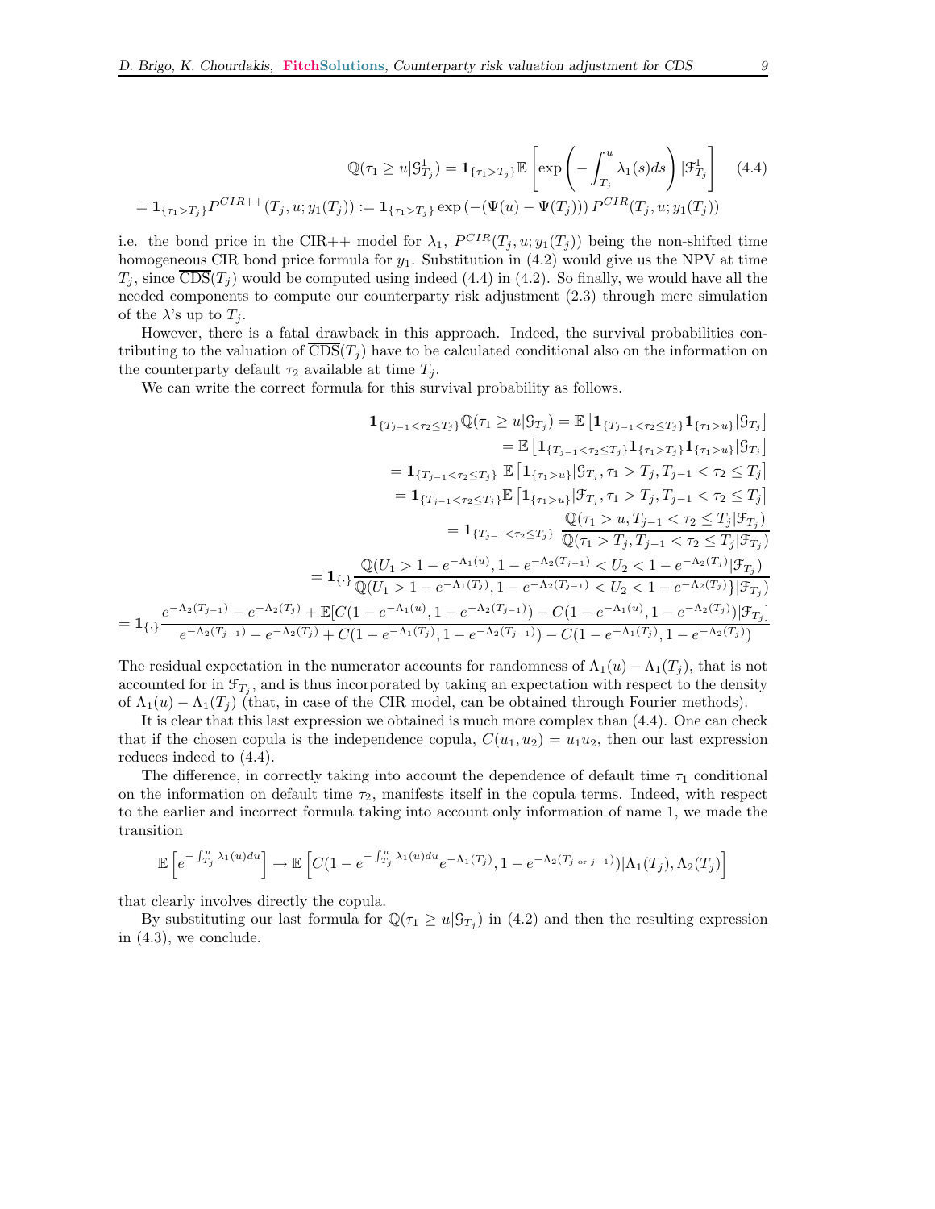$$\mathbb{Q}(\tau_1 \geq u | \mathcal{G}^1_{T_j}) = \mathbf{1}_{\{\tau_1 > T_j\}} \mathbb{E}\left[ \exp\left( - \int_{T_j}^{u} \lambda_1(s) ds \right) | \mathcal{F}^1_{T_j} \right] \quad (4.4)$$
$$= \mathbf{1}_{\{\tau_1 > T_j\}} P^{CIR++}(T_j, u; y_1(T_j)) := \mathbf{1}_{\{\tau_1 > T_j\}} \exp\left(-(\Psi(u) - \Psi(T_j))\right) P^{CIR}(T_j, u; y_1(T_j))$$

i.e. the bond price in the CIR++ model for $\lambda_1$, $P^{CIR}(T_j, u; y_1(T_j))$ being the non-shifted time homogeneous CIR bond price formula for $y_1$. Substitution in (4.2) would give us the NPV at time $T_j$, since $\overline{\text{CDS}}(T_j)$ would be computed using indeed (4.4) in (4.2). So finally, we would have all the needed components to compute our counterparty risk adjustment (2.3) through mere simulation of the $\lambda$'s up to $T_j$.

However, there is a fatal drawback in this approach. Indeed, the survival probabilities contributing to the valuation of $\overline{\text{CDS}}(T_j)$ have to be calculated conditional also on the information on the counterparty default $\tau_2$ available at time $T_j$.

We can write the correct formula for this survival probability as follows.

$$\begin{aligned}
\mathbf{1}_{\{T_{j-1} < \tau_2 \leq T_j\}} \mathbb{Q}(\tau_1 \geq u | \mathcal{G}_{T_j}) &= \mathbb{E}\left[ \mathbf{1}_{\{T_{j-1} < \tau_2 \leq T_j\}} \mathbf{1}_{\{\tau_1 > u\}} | \mathcal{G}_{T_j} \right] \\
&= \mathbb{E}\left[ \mathbf{1}_{\{T_{j-1} < \tau_2 \leq T_j\}} \mathbf{1}_{\{\tau_1 > T_j\}} \mathbf{1}_{\{\tau_1 > u\}} | \mathcal{G}_{T_j} \right] \\
&= \mathbf{1}_{\{T_{j-1} < \tau_2 \leq T_j\}} \ \mathbb{E}\left[ \mathbf{1}_{\{\tau_1 > u\}} | \mathcal{G}_{T_j}, \tau_1 > T_j, T_{j-1} < \tau_2 \leq T_j \right] \\
&= \mathbf{1}_{\{T_{j-1} < \tau_2 \leq T_j\}} \mathbb{E}\left[ \mathbf{1}_{\{\tau_1 > u\}} | \mathcal{F}_{T_j}, \tau_1 > T_j, T_{j-1} < \tau_2 \leq T_j \right] \\
&= \mathbf{1}_{\{T_{j-1} < \tau_2 \leq T_j\}} \ \frac{\mathbb{Q}(\tau_1 > u, T_{j-1} < \tau_2 \leq T_j | \mathcal{F}_{T_j})}{\mathbb{Q}(\tau_1 > T_j, T_{j-1} < \tau_2 \leq T_j | \mathcal{F}_{T_j})} \\
&= \mathbf{1}_{\{\cdot\}} \frac{\mathbb{Q}(U_1 > 1 - e^{-\Lambda_1(u)}, 1 - e^{-\Lambda_2(T_{j-1})} < U_2 < 1 - e^{-\Lambda_2(T_j)} | \mathcal{F}_{T_j})}{\mathbb{Q}(U_1 > 1 - e^{-\Lambda_1(T_j)}, 1 - e^{-\Lambda_2(T_{j-1})} < U_2 < 1 - e^{-\Lambda_2(T_j)} \} | \mathcal{F}_{T_j})}
\end{aligned}$$
$$= \mathbf{1}_{\{\cdot\}} \frac{e^{-\Lambda_2(T_{j-1})} - e^{-\Lambda_2(T_j)} + \mathbb{E}[C(1 - e^{-\Lambda_1(u)}, 1 - e^{-\Lambda_2(T_{j-1})}) - C(1 - e^{-\Lambda_1(u)}, 1 - e^{-\Lambda_2(T_j)}) | \mathcal{F}_{T_j}]}{e^{-\Lambda_2(T_{j-1})} - e^{-\Lambda_2(T_j)} + C(1 - e^{-\Lambda_1(T_j)}, 1 - e^{-\Lambda_2(T_{j-1})}) - C(1 - e^{-\Lambda_1(T_j)}, 1 - e^{-\Lambda_2(T_j)})}$$

The residual expectation in the numerator accounts for randomness of $\Lambda_1(u) - \Lambda_1(T_j)$, that is not accounted for in $\mathcal{F}_{T_j}$, and is thus incorporated by taking an expectation with respect to the density of $\Lambda_1(u) - \Lambda_1(T_j)$ (that, in case of the CIR model, can be obtained through Fourier methods).

It is clear that this last expression we obtained is much more complex than (4.4). One can check that if the chosen copula is the independence copula, $C(u_1, u_2) = u_1 u_2$, then our last expression reduces indeed to (4.4).

The difference, in correctly taking into account the dependence of default time $\tau_1$ conditional on the information on default time $\tau_2$, manifests itself in the copula terms. Indeed, with respect to the earlier and incorrect formula taking into account only information of name 1, we made the transition

$$\mathbb{E}\left[ e^{-\int_{T_j}^{u} \lambda_1(u) du} \right] \to \mathbb{E}\left[ C(1 - e^{-\int_{T_j}^{u} \lambda_1(u) du} e^{-\Lambda_1(T_j)}, 1 - e^{-\Lambda_2(T_{j \text{ or } j-1})}) | \Lambda_1(T_j), \Lambda_2(T_j) \right]$$

that clearly involves directly the copula.

By substituting our last formula for $\mathbb{Q}(\tau_1 \geq u | \mathcal{G}_{T_j})$ in (4.2) and then the resulting expression in (4.3), we conclude.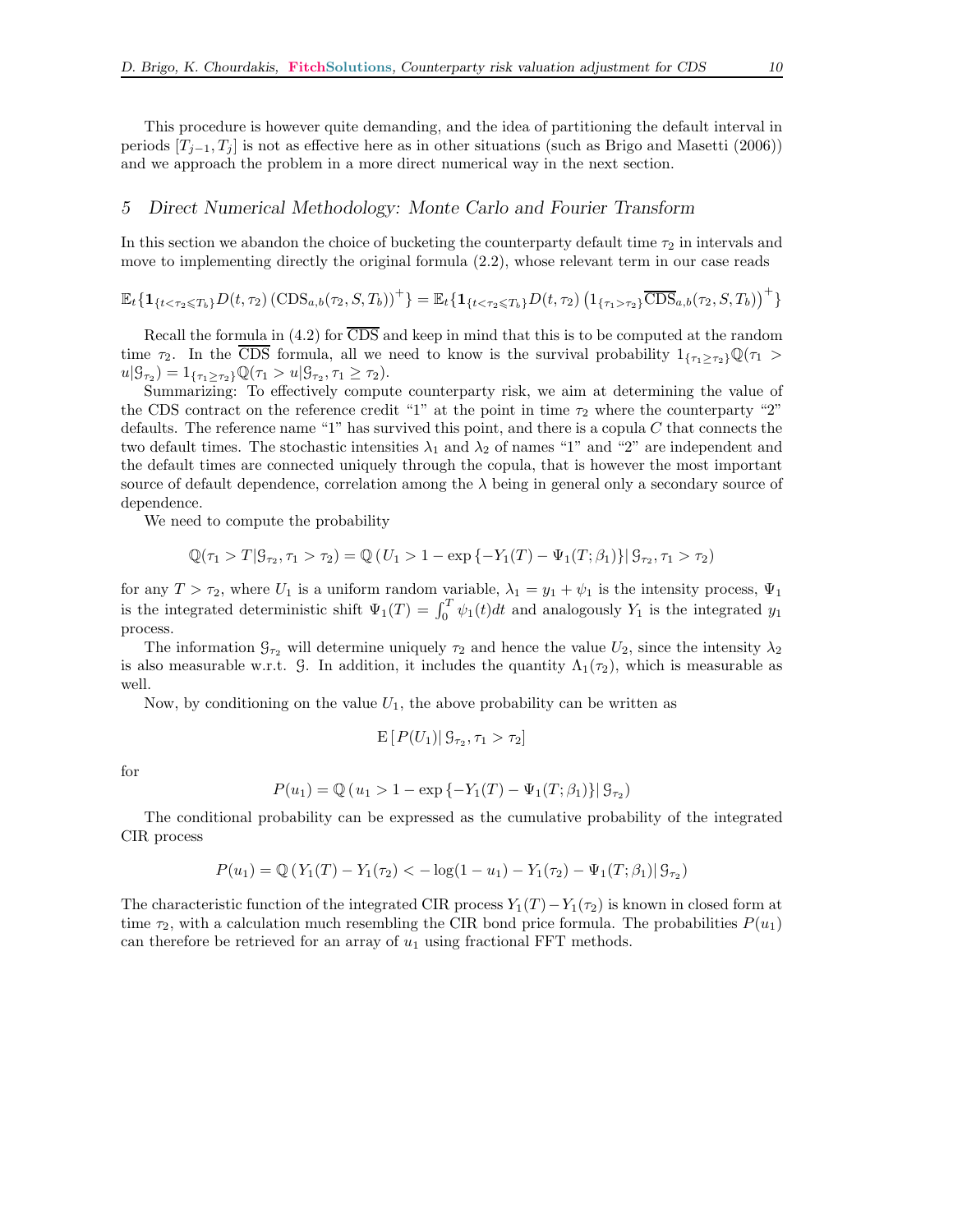This procedure is however quite demanding, and the idea of partitioning the default interval in periods $[T_{j-1}, T_j]$ is not as effective here as in other situations (such as Brigo and Masetti (2006)) and we approach the problem in a more direct numerical way in the next section.

## 5 Direct Numerical Methodology: Monte Carlo and Fourier Transform

In this section we abandon the choice of bucketing the counterparty default time $\tau_2$ in intervals and move to implementing directly the original formula (2.2), whose relevant term in our case reads

$$\mathbb{E}_t\{\mathbf{1}_{\{t<\tau_2\leqslant T_b\}} D(t,\tau_2) \left(\mathrm{CDS}_{a,b}(\tau_2, S, T_b)\right)^+\} = \mathbb{E}_t\{\mathbf{1}_{\{t<\tau_2\leqslant T_b\}} D(t,\tau_2) \left(1_{\{\tau_1>\tau_2\}}\overline{\mathrm{CDS}}_{a,b}(\tau_2, S, T_b)\right)^+\}$$

Recall the formula in (4.2) for $\overline{\mathrm{CDS}}$ and keep in mind that this is to be computed at the random time $\tau_2$. In the $\overline{\mathrm{CDS}}$ formula, all we need to know is the survival probability $1_{\{\tau_1\geq\tau_2\}}\mathbb{Q}(\tau_1 > u|\mathcal{G}_{\tau_2}) = 1_{\{\tau_1\geq\tau_2\}}\mathbb{Q}(\tau_1 > u|\mathcal{G}_{\tau_2}, \tau_1 \geq \tau_2)$.

Summarizing: To effectively compute counterparty risk, we aim at determining the value of the CDS contract on the reference credit "1" at the point in time $\tau_2$ where the counterparty "2" defaults. The reference name "1" has survived this point, and there is a copula $C$ that connects the two default times. The stochastic intensities $\lambda_1$ and $\lambda_2$ of names "1" and "2" are independent and the default times are connected uniquely through the copula, that is however the most important source of default dependence, correlation among the $\lambda$ being in general only a secondary source of dependence.

We need to compute the probability

$$\mathbb{Q}(\tau_1 > T|\mathcal{G}_{\tau_2}, \tau_1 > \tau_2) = \mathbb{Q}\left(U_1 > 1 - \exp\left\{-Y_1(T) - \Psi_1(T;\beta_1)\right\}\middle|\, \mathcal{G}_{\tau_2}, \tau_1 > \tau_2\right)$$

for any $T > \tau_2$, where $U_1$ is a uniform random variable, $\lambda_1 = y_1 + \psi_1$ is the intensity process, $\Psi_1$ is the integrated deterministic shift $\Psi_1(T) = \int_0^T \psi_1(t)dt$ and analogously $Y_1$ is the integrated $y_1$ process.

The information $\mathcal{G}_{\tau_2}$ will determine uniquely $\tau_2$ and hence the value $U_2$, since the intensity $\lambda_2$ is also measurable w.r.t. $\mathcal{G}$. In addition, it includes the quantity $\Lambda_1(\tau_2)$, which is measurable as well.

Now, by conditioning on the value $U_1$, the above probability can be written as

$$\mathrm{E}\left[\, P(U_1)|\, \mathcal{G}_{\tau_2}, \tau_1 > \tau_2\right]$$

for

$$P(u_1) = \mathbb{Q}\left(u_1 > 1 - \exp\left\{-Y_1(T) - \Psi_1(T;\beta_1)\right\}\middle|\, \mathcal{G}_{\tau_2}\right)$$

The conditional probability can be expressed as the cumulative probability of the integrated CIR process

$$P(u_1) = \mathbb{Q}\left(Y_1(T) - Y_1(\tau_2) < -\log(1-u_1) - Y_1(\tau_2) - \Psi_1(T;\beta_1)\middle|\, \mathcal{G}_{\tau_2}\right)$$

The characteristic function of the integrated CIR process $Y_1(T) - Y_1(\tau_2)$ is known in closed form at time $\tau_2$, with a calculation much resembling the CIR bond price formula. The probabilities $P(u_1)$ can therefore be retrieved for an array of $u_1$ using fractional FFT methods.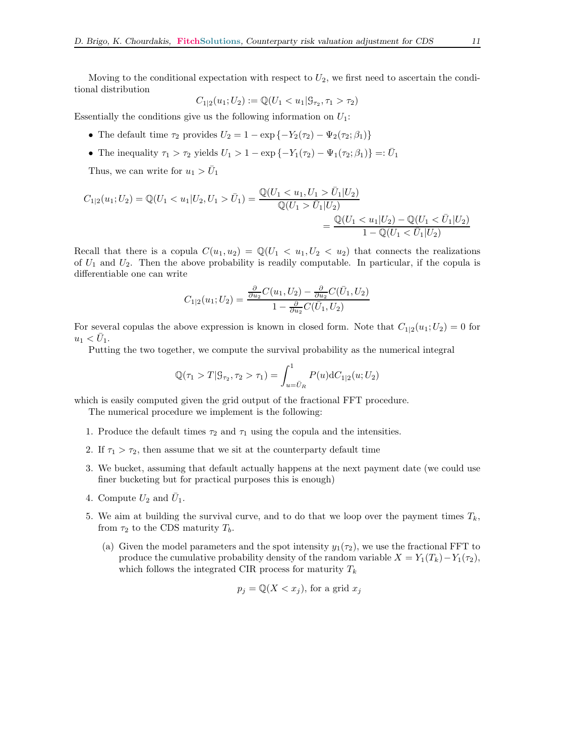Moving to the conditional expectation with respect to $U_2$, we first need to ascertain the conditional distribution

$$C_{1|2}(u_1; U_2) := \mathbb{Q}(U_1 < u_1 | \mathcal{G}_{\tau_2}, \tau_1 > \tau_2)$$

Essentially the conditions give us the following information on $U_1$:

- The default time $\tau_2$ provides $U_2 = 1 - \exp\{-Y_2(\tau_2) - \Psi_2(\tau_2; \beta_1)\}$
- The inequality $\tau_1 > \tau_2$ yields $U_1 > 1 - \exp\{-Y_1(\tau_2) - \Psi_1(\tau_2; \beta_1)\} =: \bar{U}_1$

Thus, we can write for $u_1 > \bar{U}_1$

$$C_{1|2}(u_1; U_2) = \mathbb{Q}(U_1 < u_1 | U_2, U_1 > \bar{U}_1) = \frac{\mathbb{Q}(U_1 < u_1, U_1 > \bar{U}_1 | U_2)}{\mathbb{Q}(U_1 > \bar{U}_1 | U_2)}$$
$$= \frac{\mathbb{Q}(U_1 < u_1 | U_2) - \mathbb{Q}(U_1 < \bar{U}_1 | U_2)}{1 - \mathbb{Q}(U_1 < \bar{U}_1 | U_2)}$$

Recall that there is a copula $C(u_1, u_2) = \mathbb{Q}(U_1 < u_1, U_2 < u_2)$ that connects the realizations of $U_1$ and $U_2$. Then the above probability is readily computable. In particular, if the copula is differentiable one can write

$$C_{1|2}(u_1; U_2) = \frac{\frac{\partial}{\partial u_2} C(u_1, U_2) - \frac{\partial}{\partial u_2} C(\bar{U}_1, U_2)}{1 - \frac{\partial}{\partial u_2} C(\bar{U}_1, U_2)}$$

For several copulas the above expression is known in closed form. Note that $C_{1|2}(u_1; U_2) = 0$ for $u_1 < \bar{U}_1$.

Putting the two together, we compute the survival probability as the numerical integral

$$\mathbb{Q}(\tau_1 > T | \mathcal{G}_{\tau_2}, \tau_2 > \tau_1) = \int_{u=\bar{U}_R}^{1} P(u) \mathrm{d}C_{1|2}(u; U_2)$$

which is easily computed given the grid output of the fractional FFT procedure.

The numerical procedure we implement is the following:

1. Produce the default times $\tau_2$ and $\tau_1$ using the copula and the intensities.
2. If $\tau_1 > \tau_2$, then assume that we sit at the counterparty default time
3. We bucket, assuming that default actually happens at the next payment date (we could use finer bucketing but for practical purposes this is enough)
4. Compute $U_2$ and $\bar{U}_1$.
5. We aim at building the survival curve, and to do that we loop over the payment times $T_k$, from $\tau_2$ to the CDS maturity $T_b$.
   (a) Given the model parameters and the spot intensity $y_1(\tau_2)$, we use the fractional FFT to produce the cumulative probability density of the random variable $X = Y_1(T_k) - Y_1(\tau_2)$, which follows the integrated CIR process for maturity $T_k$

   $$p_j = \mathbb{Q}(X < x_j), \text{ for a grid } x_j$$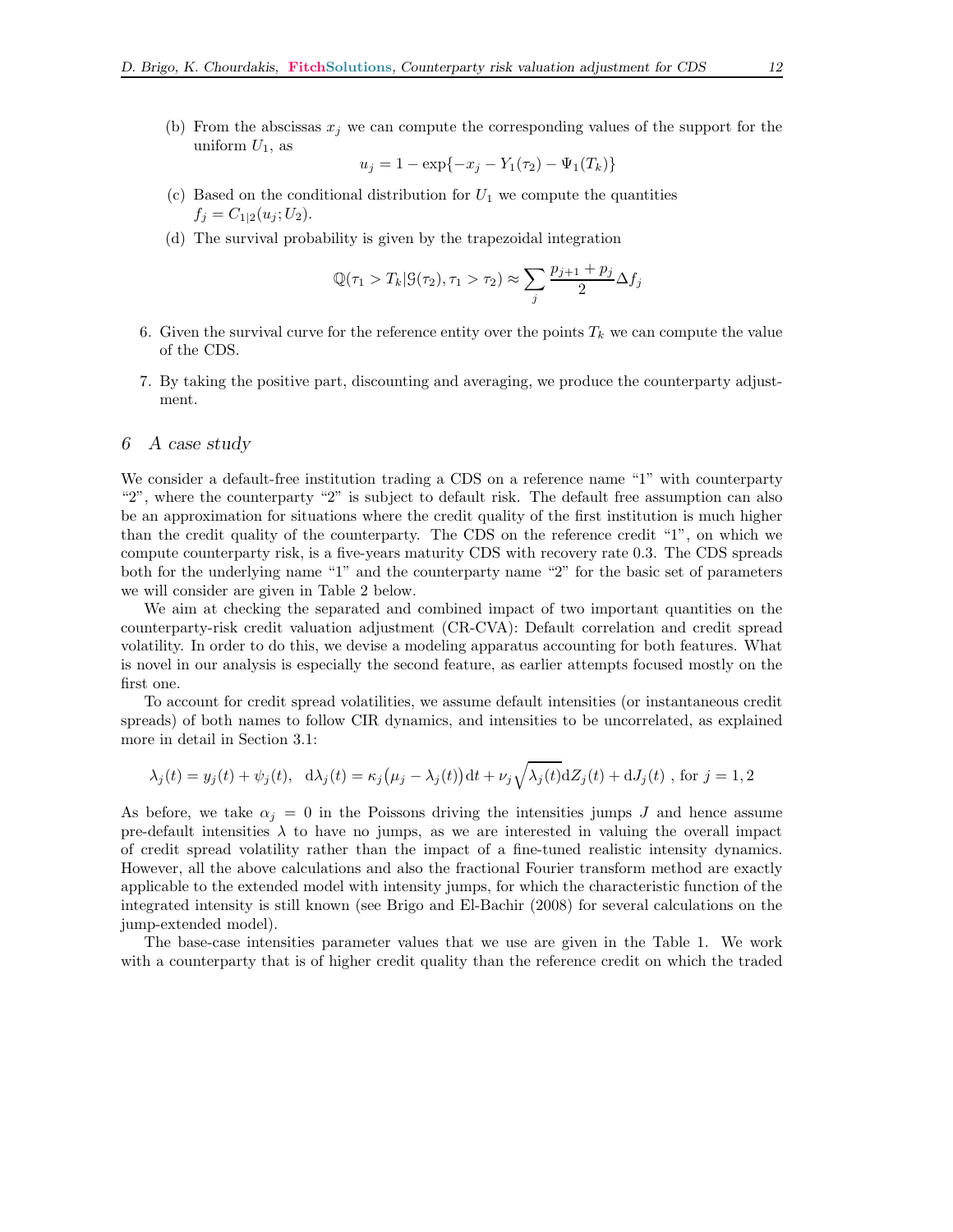(b) From the abscissas $x_j$ we can compute the corresponding values of the support for the uniform $U_1$, as

$$u_j = 1 - \exp\{-x_j - Y_1(\tau_2) - \Psi_1(T_k)\}$$

(c) Based on the conditional distribution for $U_1$ we compute the quantities $f_j = C_{1|2}(u_j; U_2)$.

(d) The survival probability is given by the trapezoidal integration

$$\mathbb{Q}(\tau_1 > T_k | \mathcal{G}(\tau_2), \tau_1 > \tau_2) \approx \sum_j \frac{p_{j+1} + p_j}{2} \Delta f_j$$

6. Given the survival curve for the reference entity over the points $T_k$ we can compute the value of the CDS.

7. By taking the positive part, discounting and averaging, we produce the counterparty adjustment.

## 6 *A case study*

We consider a default-free institution trading a CDS on a reference name "1" with counterparty "2", where the counterparty "2" is subject to default risk. The default free assumption can also be an approximation for situations where the credit quality of the first institution is much higher than the credit quality of the counterparty. The CDS on the reference credit "1", on which we compute counterparty risk, is a five-years maturity CDS with recovery rate 0.3. The CDS spreads both for the underlying name "1" and the counterparty name "2" for the basic set of parameters we will consider are given in Table 2 below.

We aim at checking the separated and combined impact of two important quantities on the counterparty-risk credit valuation adjustment (CR-CVA): Default correlation and credit spread volatility. In order to do this, we devise a modeling apparatus accounting for both features. What is novel in our analysis is especially the second feature, as earlier attempts focused mostly on the first one.

To account for credit spread volatilities, we assume default intensities (or instantaneous credit spreads) of both names to follow CIR dynamics, and intensities to be uncorrelated, as explained more in detail in Section 3.1:

$$\lambda_j(t) = y_j(t) + \psi_j(t), \quad \mathrm{d}\lambda_j(t) = \kappa_j\big(\mu_j - \lambda_j(t)\big)\,\mathrm{d}t + \nu_j\sqrt{\lambda_j(t)}\,\mathrm{d}Z_j(t) + \mathrm{d}J_j(t)\ , \text{ for } j = 1, 2$$

As before, we take $\alpha_j = 0$ in the Poissons driving the intensities jumps $J$ and hence assume pre-default intensities $\lambda$ to have no jumps, as we are interested in valuing the overall impact of credit spread volatility rather than the impact of a fine-tuned realistic intensity dynamics. However, all the above calculations and also the fractional Fourier transform method are exactly applicable to the extended model with intensity jumps, for which the characteristic function of the integrated intensity is still known (see Brigo and El-Bachir (2008) for several calculations on the jump-extended model).

The base-case intensities parameter values that we use are given in the Table 1. We work with a counterparty that is of higher credit quality than the reference credit on which the traded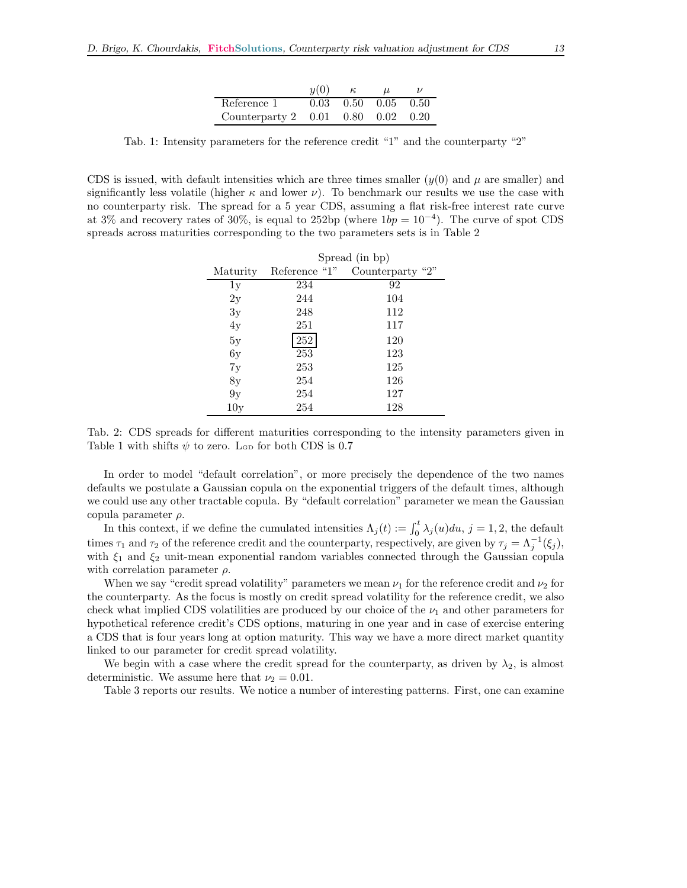| | $y(0)$ | $\kappa$ | $\mu$ | $\nu$ |
|---|---|---|---|---|
| Reference 1 | 0.03 | 0.50 | 0.05 | 0.50 |
| Counterparty 2 | 0.01 | 0.80 | 0.02 | 0.20 |

Tab. 1: Intensity parameters for the reference credit "1" and the counterparty "2"

CDS is issued, with default intensities which are three times smaller ($y(0)$ and $\mu$ are smaller) and significantly less volatile (higher $\kappa$ and lower $\nu$). To benchmark our results we use the case with no counterparty risk. The spread for a 5 year CDS, assuming a flat risk-free interest rate curve at 3% and recovery rates of 30%, is equal to 252bp (where $1bp = 10^{-4}$). The curve of spot CDS spreads across maturities corresponding to the two parameters sets is in Table 2

| | Spread (in bp) | |
|---|---|---|
| Maturity | Reference "1" | Counterparty "2" |
| 1y | 234 | 92 |
| 2y | 244 | 104 |
| 3y | 248 | 112 |
| 4y | 251 | 117 |
| 5y | 252 | 120 |
| 6y | 253 | 123 |
| 7y | 253 | 125 |
| 8y | 254 | 126 |
| 9y | 254 | 127 |
| 10y | 254 | 128 |

Tab. 2: CDS spreads for different maturities corresponding to the intensity parameters given in Table 1 with shifts $\psi$ to zero. LGD for both CDS is 0.7

In order to model "default correlation", or more precisely the dependence of the two names defaults we postulate a Gaussian copula on the exponential triggers of the default times, although we could use any other tractable copula. By "default correlation" parameter we mean the Gaussian copula parameter $\rho$.

In this context, if we define the cumulated intensities $\Lambda_j(t) := \int_0^t \lambda_j(u)du$, $j = 1, 2$, the default times $\tau_1$ and $\tau_2$ of the reference credit and the counterparty, respectively, are given by $\tau_j = \Lambda_j^{-1}(\xi_j)$, with $\xi_1$ and $\xi_2$ unit-mean exponential random variables connected through the Gaussian copula with correlation parameter $\rho$.

When we say "credit spread volatility" parameters we mean $\nu_1$ for the reference credit and $\nu_2$ for the counterparty. As the focus is mostly on credit spread volatility for the reference credit, we also check what implied CDS volatilities are produced by our choice of the $\nu_1$ and other parameters for hypothetical reference credit's CDS options, maturing in one year and in case of exercise entering a CDS that is four years long at option maturity. This way we have a more direct market quantity linked to our parameter for credit spread volatility.

We begin with a case where the credit spread for the counterparty, as driven by $\lambda_2$, is almost deterministic. We assume here that $\nu_2 = 0.01$.

Table 3 reports our results. We notice a number of interesting patterns. First, one can examine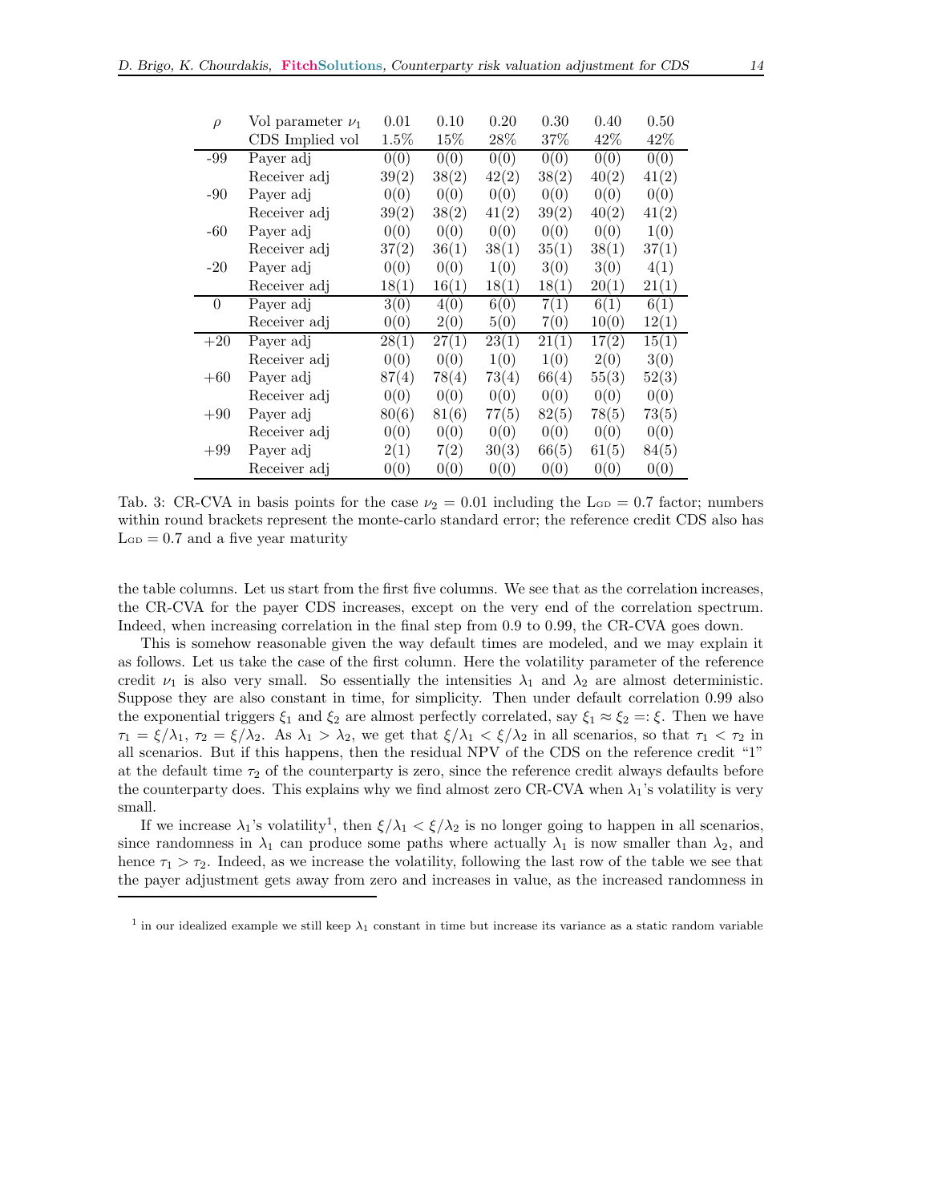| $\rho$ | Vol parameter $\nu_1$ | 0.01 | 0.10 | 0.20 | 0.30 | 0.40 | 0.50 |
|---|---|---|---|---|---|---|---|
| | CDS Implied vol | 1.5% | 15% | 28% | 37% | 42% | 42% |
| -99 | Payer adj | 0(0) | 0(0) | 0(0) | 0(0) | 0(0) | 0(0) |
| | Receiver adj | 39(2) | 38(2) | 42(2) | 38(2) | 40(2) | 41(2) |
| -90 | Payer adj | 0(0) | 0(0) | 0(0) | 0(0) | 0(0) | 0(0) |
| | Receiver adj | 39(2) | 38(2) | 41(2) | 39(2) | 40(2) | 41(2) |
| -60 | Payer adj | 0(0) | 0(0) | 0(0) | 0(0) | 0(0) | 1(0) |
| | Receiver adj | 37(2) | 36(1) | 38(1) | 35(1) | 38(1) | 37(1) |
| -20 | Payer adj | 0(0) | 0(0) | 1(0) | 3(0) | 3(0) | 4(1) |
| | Receiver adj | 18(1) | 16(1) | 18(1) | 18(1) | 20(1) | 21(1) |
| 0 | Payer adj | 3(0) | 4(0) | 6(0) | 7(1) | 6(1) | 6(1) |
| | Receiver adj | 0(0) | 2(0) | 5(0) | 7(0) | 10(0) | 12(1) |
| +20 | Payer adj | 28(1) | 27(1) | 23(1) | 21(1) | 17(2) | 15(1) |
| | Receiver adj | 0(0) | 0(0) | 1(0) | 1(0) | 2(0) | 3(0) |
| +60 | Payer adj | 87(4) | 78(4) | 73(4) | 66(4) | 55(3) | 52(3) |
| | Receiver adj | 0(0) | 0(0) | 0(0) | 0(0) | 0(0) | 0(0) |
| +90 | Payer adj | 80(6) | 81(6) | 77(5) | 82(5) | 78(5) | 73(5) |
| | Receiver adj | 0(0) | 0(0) | 0(0) | 0(0) | 0(0) | 0(0) |
| +99 | Payer adj | 2(1) | 7(2) | 30(3) | 66(5) | 61(5) | 84(5) |
| | Receiver adj | 0(0) | 0(0) | 0(0) | 0(0) | 0(0) | 0(0) |

Tab. 3: CR-CVA in basis points for the case $\nu_2 = 0.01$ including the $\mathrm{L}_{\mathrm{GD}} = 0.7$ factor; numbers within round brackets represent the monte-carlo standard error; the reference credit CDS also has $\mathrm{L}_{\mathrm{GD}} = 0.7$ and a five year maturity

the table columns. Let us start from the first five columns. We see that as the correlation increases, the CR-CVA for the payer CDS increases, except on the very end of the correlation spectrum. Indeed, when increasing correlation in the final step from 0.9 to 0.99, the CR-CVA goes down.

This is somehow reasonable given the way default times are modeled, and we may explain it as follows. Let us take the case of the first column. Here the volatility parameter of the reference credit $\nu_1$ is also very small. So essentially the intensities $\lambda_1$ and $\lambda_2$ are almost deterministic. Suppose they are also constant in time, for simplicity. Then under default correlation 0.99 also the exponential triggers $\xi_1$ and $\xi_2$ are almost perfectly correlated, say $\xi_1 \approx \xi_2 =: \xi$. Then we have $\tau_1 = \xi/\lambda_1$, $\tau_2 = \xi/\lambda_2$. As $\lambda_1 > \lambda_2$, we get that $\xi/\lambda_1 < \xi/\lambda_2$ in all scenarios, so that $\tau_1 < \tau_2$ in all scenarios. But if this happens, then the residual NPV of the CDS on the reference credit "1" at the default time $\tau_2$ of the counterparty is zero, since the reference credit always defaults before the counterparty does. This explains why we find almost zero CR-CVA when $\lambda_1$'s volatility is very small.

If we increase $\lambda_1$'s volatility[1], then $\xi/\lambda_1 < \xi/\lambda_2$ is no longer going to happen in all scenarios, since randomness in $\lambda_1$ can produce some paths where actually $\lambda_1$ is now smaller than $\lambda_2$, and hence $\tau_1 > \tau_2$. Indeed, as we increase the volatility, following the last row of the table we see that the payer adjustment gets away from zero and increases in value, as the increased randomness in

[1] in our idealized example we still keep $\lambda_1$ constant in time but increase its variance as a static random variable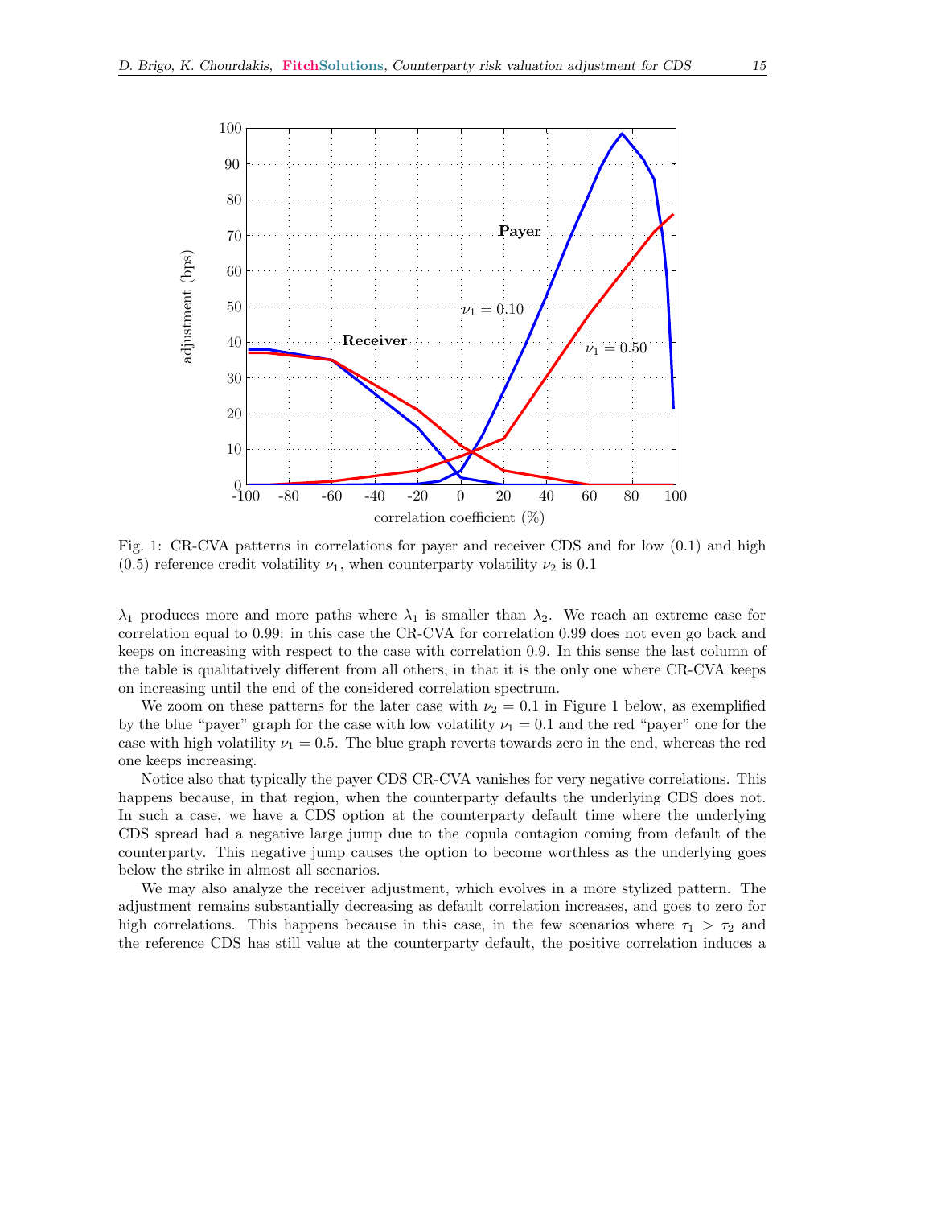100
90
80
70
60
50
40
30
20
10
0
adjustment (bps)
-100 -80 -60 -40 -20 0 20 40 60 80 100
correlation coefficient (%)
**Payer**
**Receiver**
$\nu_1 = 0.10$
$\nu_1 = 0.50$

Fig. 1: CR-CVA patterns in correlations for payer and receiver CDS and for low (0.1) and high (0.5) reference credit volatility $\nu_1$, when counterparty volatility $\nu_2$ is 0.1

$\lambda_1$ produces more and more paths where $\lambda_1$ is smaller than $\lambda_2$. We reach an extreme case for correlation equal to 0.99: in this case the CR-CVA for correlation 0.99 does not even go back and keeps on increasing with respect to the case with correlation 0.9. In this sense the last column of the table is qualitatively different from all others, in that it is the only one where CR-CVA keeps on increasing until the end of the considered correlation spectrum.

We zoom on these patterns for the later case with $\nu_2 = 0.1$ in Figure 1 below, as exemplified by the blue "payer" graph for the case with low volatility $\nu_1 = 0.1$ and the red "payer" one for the case with high volatility $\nu_1 = 0.5$. The blue graph reverts towards zero in the end, whereas the red one keeps increasing.

Notice also that typically the payer CDS CR-CVA vanishes for very negative correlations. This happens because, in that region, when the counterparty defaults the underlying CDS does not. In such a case, we have a CDS option at the counterparty default time where the underlying CDS spread had a negative large jump due to the copula contagion coming from default of the counterparty. This negative jump causes the option to become worthless as the underlying goes below the strike in almost all scenarios.

We may also analyze the receiver adjustment, which evolves in a more stylized pattern. The adjustment remains substantially decreasing as default correlation increases, and goes to zero for high correlations. This happens because in this case, in the few scenarios where $\tau_1 > \tau_2$ and the reference CDS has still value at the counterparty default, the positive correlation induces a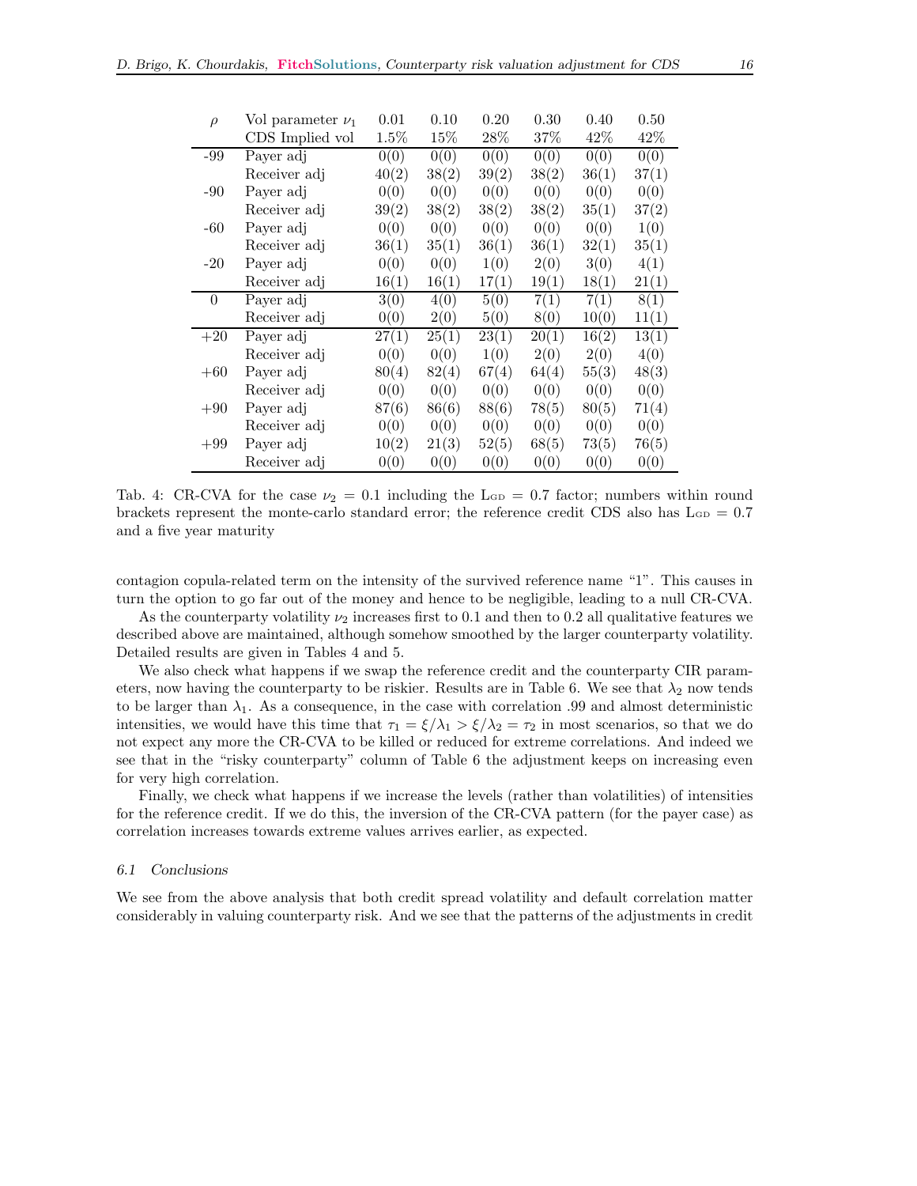| $\rho$ | Vol parameter $\nu_1$ | 0.01 | 0.10 | 0.20 | 0.30 | 0.40 | 0.50 |
|---|---|---|---|---|---|---|---|
| | CDS Implied vol | 1.5% | 15% | 28% | 37% | 42% | 42% |
| -99 | Payer adj | 0(0) | 0(0) | 0(0) | 0(0) | 0(0) | 0(0) |
| | Receiver adj | 40(2) | 38(2) | 39(2) | 38(2) | 36(1) | 37(1) |
| -90 | Payer adj | 0(0) | 0(0) | 0(0) | 0(0) | 0(0) | 0(0) |
| | Receiver adj | 39(2) | 38(2) | 38(2) | 38(2) | 35(1) | 37(2) |
| -60 | Payer adj | 0(0) | 0(0) | 0(0) | 0(0) | 0(0) | 1(0) |
| | Receiver adj | 36(1) | 35(1) | 36(1) | 36(1) | 32(1) | 35(1) |
| -20 | Payer adj | 0(0) | 0(0) | 1(0) | 2(0) | 3(0) | 4(1) |
| | Receiver adj | 16(1) | 16(1) | 17(1) | 19(1) | 18(1) | 21(1) |
| 0 | Payer adj | 3(0) | 4(0) | 5(0) | 7(1) | 7(1) | 8(1) |
| | Receiver adj | 0(0) | 2(0) | 5(0) | 8(0) | 10(0) | 11(1) |
| +20 | Payer adj | 27(1) | 25(1) | 23(1) | 20(1) | 16(2) | 13(1) |
| | Receiver adj | 0(0) | 0(0) | 1(0) | 2(0) | 2(0) | 4(0) |
| +60 | Payer adj | 80(4) | 82(4) | 67(4) | 64(4) | 55(3) | 48(3) |
| | Receiver adj | 0(0) | 0(0) | 0(0) | 0(0) | 0(0) | 0(0) |
| +90 | Payer adj | 87(6) | 86(6) | 88(6) | 78(5) | 80(5) | 71(4) |
| | Receiver adj | 0(0) | 0(0) | 0(0) | 0(0) | 0(0) | 0(0) |
| +99 | Payer adj | 10(2) | 21(3) | 52(5) | 68(5) | 73(5) | 76(5) |
| | Receiver adj | 0(0) | 0(0) | 0(0) | 0(0) | 0(0) | 0(0) |

Tab. 4: CR-CVA for the case $\nu_2 = 0.1$ including the $\text{L}_{\text{GD}} = 0.7$ factor; numbers within round brackets represent the monte-carlo standard error; the reference credit CDS also has $\text{L}_{\text{GD}} = 0.7$ and a five year maturity

contagion copula-related term on the intensity of the survived reference name "1". This causes in turn the option to go far out of the money and hence to be negligible, leading to a null CR-CVA.

As the counterparty volatility $\nu_2$ increases first to 0.1 and then to 0.2 all qualitative features we described above are maintained, although somehow smoothed by the larger counterparty volatility. Detailed results are given in Tables 4 and 5.

We also check what happens if we swap the reference credit and the counterparty CIR parameters, now having the counterparty to be riskier. Results are in Table 6. We see that $\lambda_2$ now tends to be larger than $\lambda_1$. As a consequence, in the case with correlation .99 and almost deterministic intensities, we would have this time that $\tau_1 = \xi/\lambda_1 > \xi/\lambda_2 = \tau_2$ in most scenarios, so that we do not expect any more the CR-CVA to be killed or reduced for extreme correlations. And indeed we see that in the "risky counterparty" column of Table 6 the adjustment keeps on increasing even for very high correlation.

Finally, we check what happens if we increase the levels (rather than volatilities) of intensities for the reference credit. If we do this, the inversion of the CR-CVA pattern (for the payer case) as correlation increases towards extreme values arrives earlier, as expected.

### 6.1 Conclusions

We see from the above analysis that both credit spread volatility and default correlation matter considerably in valuing counterparty risk. And we see that the patterns of the adjustments in credit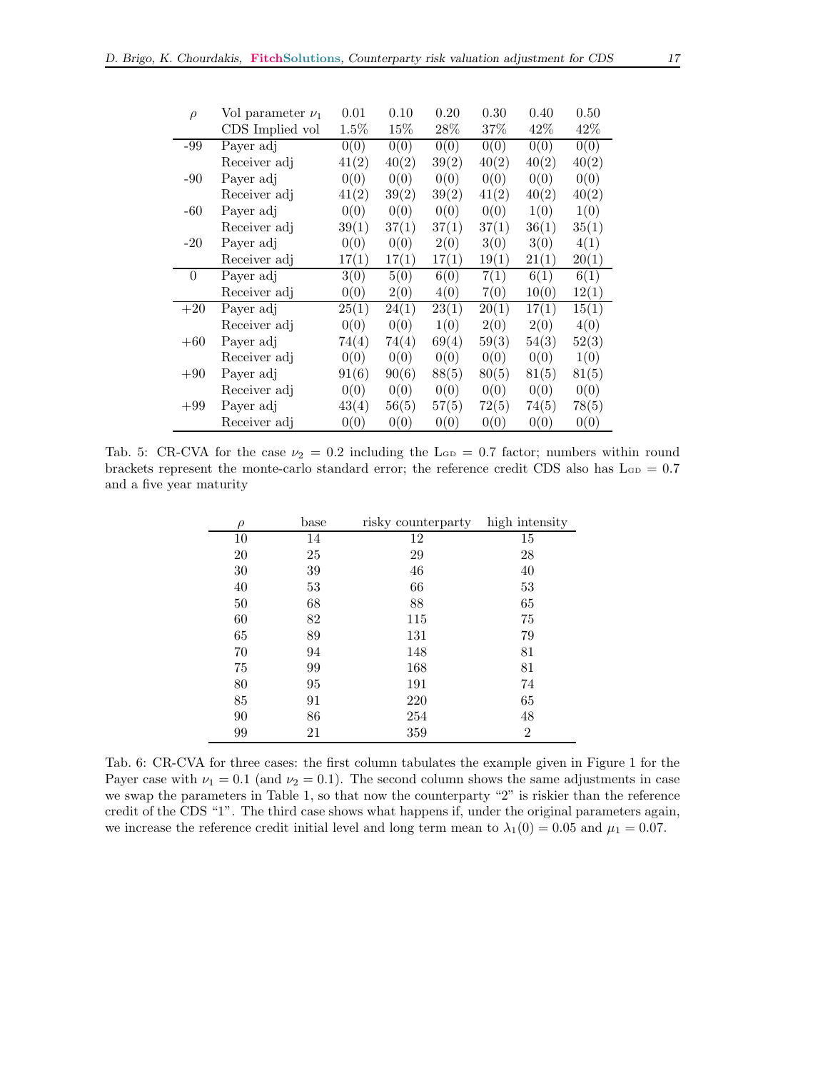| $\rho$ | Vol parameter $\nu_1$ | 0.01 | 0.10 | 0.20 | 0.30 | 0.40 | 0.50 |
|---|---|---|---|---|---|---|---|
| | CDS Implied vol | 1.5% | 15% | 28% | 37% | 42% | 42% |
| -99 | Payer adj | 0(0) | 0(0) | 0(0) | 0(0) | 0(0) | 0(0) |
| | Receiver adj | 41(2) | 40(2) | 39(2) | 40(2) | 40(2) | 40(2) |
| -90 | Payer adj | 0(0) | 0(0) | 0(0) | 0(0) | 0(0) | 0(0) |
| | Receiver adj | 41(2) | 39(2) | 39(2) | 41(2) | 40(2) | 40(2) |
| -60 | Payer adj | 0(0) | 0(0) | 0(0) | 0(0) | 1(0) | 1(0) |
| | Receiver adj | 39(1) | 37(1) | 37(1) | 37(1) | 36(1) | 35(1) |
| -20 | Payer adj | 0(0) | 0(0) | 2(0) | 3(0) | 3(0) | 4(1) |
| | Receiver adj | 17(1) | 17(1) | 17(1) | 19(1) | 21(1) | 20(1) |
| 0 | Payer adj | 3(0) | 5(0) | 6(0) | 7(1) | 6(1) | 6(1) |
| | Receiver adj | 0(0) | 2(0) | 4(0) | 7(0) | 10(0) | 12(1) |
| +20 | Payer adj | 25(1) | 24(1) | 23(1) | 20(1) | 17(1) | 15(1) |
| | Receiver adj | 0(0) | 0(0) | 1(0) | 2(0) | 2(0) | 4(0) |
| +60 | Payer adj | 74(4) | 74(4) | 69(4) | 59(3) | 54(3) | 52(3) |
| | Receiver adj | 0(0) | 0(0) | 0(0) | 0(0) | 0(0) | 1(0) |
| +90 | Payer adj | 91(6) | 90(6) | 88(5) | 80(5) | 81(5) | 81(5) |
| | Receiver adj | 0(0) | 0(0) | 0(0) | 0(0) | 0(0) | 0(0) |
| +99 | Payer adj | 43(4) | 56(5) | 57(5) | 72(5) | 74(5) | 78(5) |
| | Receiver adj | 0(0) | 0(0) | 0(0) | 0(0) | 0(0) | 0(0) |

Tab. 5: CR-CVA for the case $\nu_2 = 0.2$ including the $L_{GD} = 0.7$ factor; numbers within round brackets represent the monte-carlo standard error; the reference credit CDS also has $L_{GD} = 0.7$ and a five year maturity

| $\rho$ | base | risky counterparty | high intensity |
|---|---|---|---|
| 10 | 14 | 12 | 15 |
| 20 | 25 | 29 | 28 |
| 30 | 39 | 46 | 40 |
| 40 | 53 | 66 | 53 |
| 50 | 68 | 88 | 65 |
| 60 | 82 | 115 | 75 |
| 65 | 89 | 131 | 79 |
| 70 | 94 | 148 | 81 |
| 75 | 99 | 168 | 81 |
| 80 | 95 | 191 | 74 |
| 85 | 91 | 220 | 65 |
| 90 | 86 | 254 | 48 |
| 99 | 21 | 359 | 2 |

Tab. 6: CR-CVA for three cases: the first column tabulates the example given in Figure 1 for the Payer case with $\nu_1 = 0.1$ (and $\nu_2 = 0.1$). The second column shows the same adjustments in case we swap the parameters in Table 1, so that now the counterparty "2" is riskier than the reference credit of the CDS "1". The third case shows what happens if, under the original parameters again, we increase the reference credit initial level and long term mean to $\lambda_1(0) = 0.05$ and $\mu_1 = 0.07$.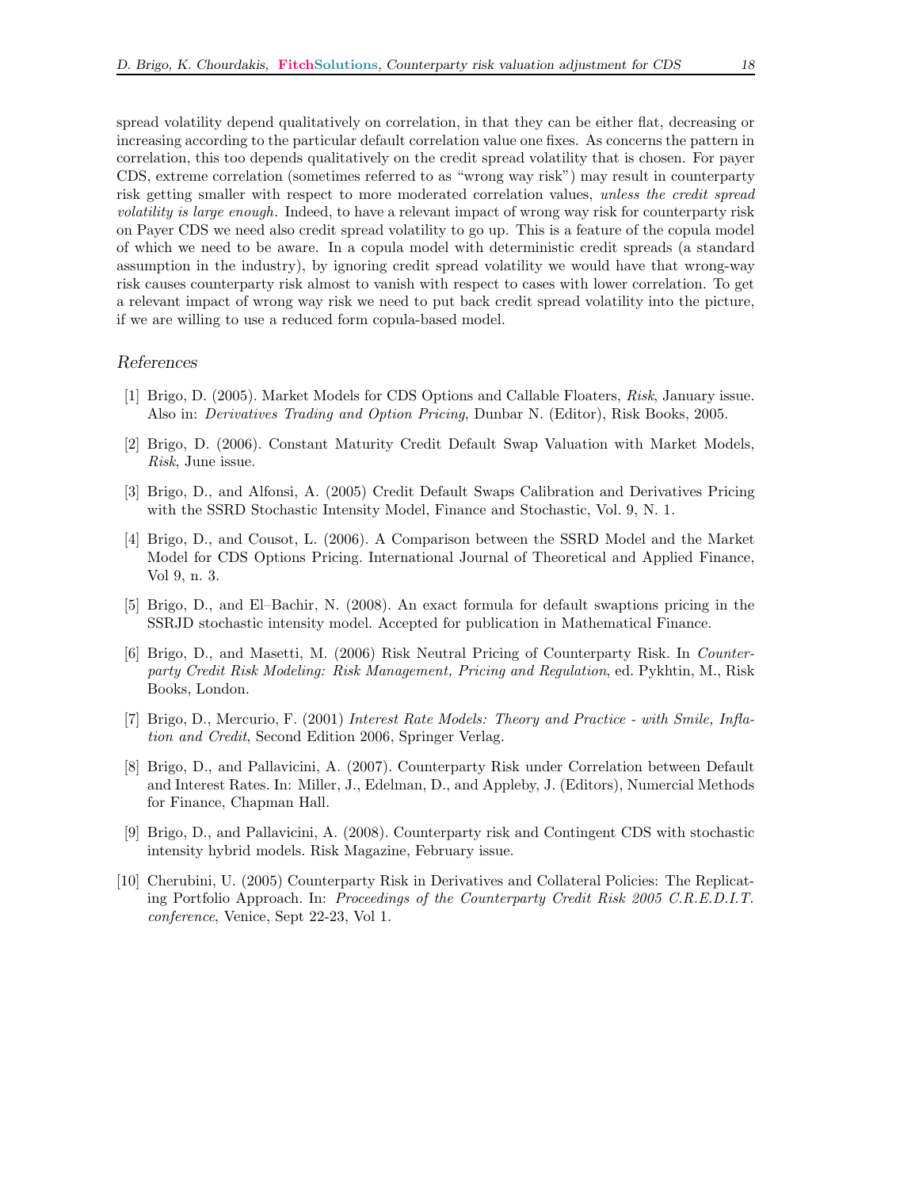spread volatility depend qualitatively on correlation, in that they can be either flat, decreasing or increasing according to the particular default correlation value one fixes. As concerns the pattern in correlation, this too depends qualitatively on the credit spread volatility that is chosen. For payer CDS, extreme correlation (sometimes referred to as "wrong way risk") may result in counterparty risk getting smaller with respect to more moderated correlation values, *unless the credit spread volatility is large enough*. Indeed, to have a relevant impact of wrong way risk for counterparty risk on Payer CDS we need also credit spread volatility to go up. This is a feature of the copula model of which we need to be aware. In a copula model with deterministic credit spreads (a standard assumption in the industry), by ignoring credit spread volatility we would have that wrong-way risk causes counterparty risk almost to vanish with respect to cases with lower correlation. To get a relevant impact of wrong way risk we need to put back credit spread volatility into the picture, if we are willing to use a reduced form copula-based model.

## References

[1] Brigo, D. (2005). Market Models for CDS Options and Callable Floaters, *Risk*, January issue. Also in: *Derivatives Trading and Option Pricing*, Dunbar N. (Editor), Risk Books, 2005.

[2] Brigo, D. (2006). Constant Maturity Credit Default Swap Valuation with Market Models, *Risk*, June issue.

[3] Brigo, D., and Alfonsi, A. (2005) Credit Default Swaps Calibration and Derivatives Pricing with the SSRD Stochastic Intensity Model, Finance and Stochastic, Vol. 9, N. 1.

[4] Brigo, D., and Cousot, L. (2006). A Comparison between the SSRD Model and the Market Model for CDS Options Pricing. International Journal of Theoretical and Applied Finance, Vol 9, n. 3.

[5] Brigo, D., and El–Bachir, N. (2008). An exact formula for default swaptions pricing in the SSRJD stochastic intensity model. Accepted for publication in Mathematical Finance.

[6] Brigo, D., and Masetti, M. (2006) Risk Neutral Pricing of Counterparty Risk. In *Counterparty Credit Risk Modeling: Risk Management, Pricing and Regulation*, ed. Pykhtin, M., Risk Books, London.

[7] Brigo, D., Mercurio, F. (2001) *Interest Rate Models: Theory and Practice - with Smile, Inflation and Credit*, Second Edition 2006, Springer Verlag.

[8] Brigo, D., and Pallavicini, A. (2007). Counterparty Risk under Correlation between Default and Interest Rates. In: Miller, J., Edelman, D., and Appleby, J. (Editors), Numercial Methods for Finance, Chapman Hall.

[9] Brigo, D., and Pallavicini, A. (2008). Counterparty risk and Contingent CDS with stochastic intensity hybrid models. Risk Magazine, February issue.

[10] Cherubini, U. (2005) Counterparty Risk in Derivatives and Collateral Policies: The Replicating Portfolio Approach. In: *Proceedings of the Counterparty Credit Risk 2005 C.R.E.D.I.T. conference*, Venice, Sept 22-23, Vol 1.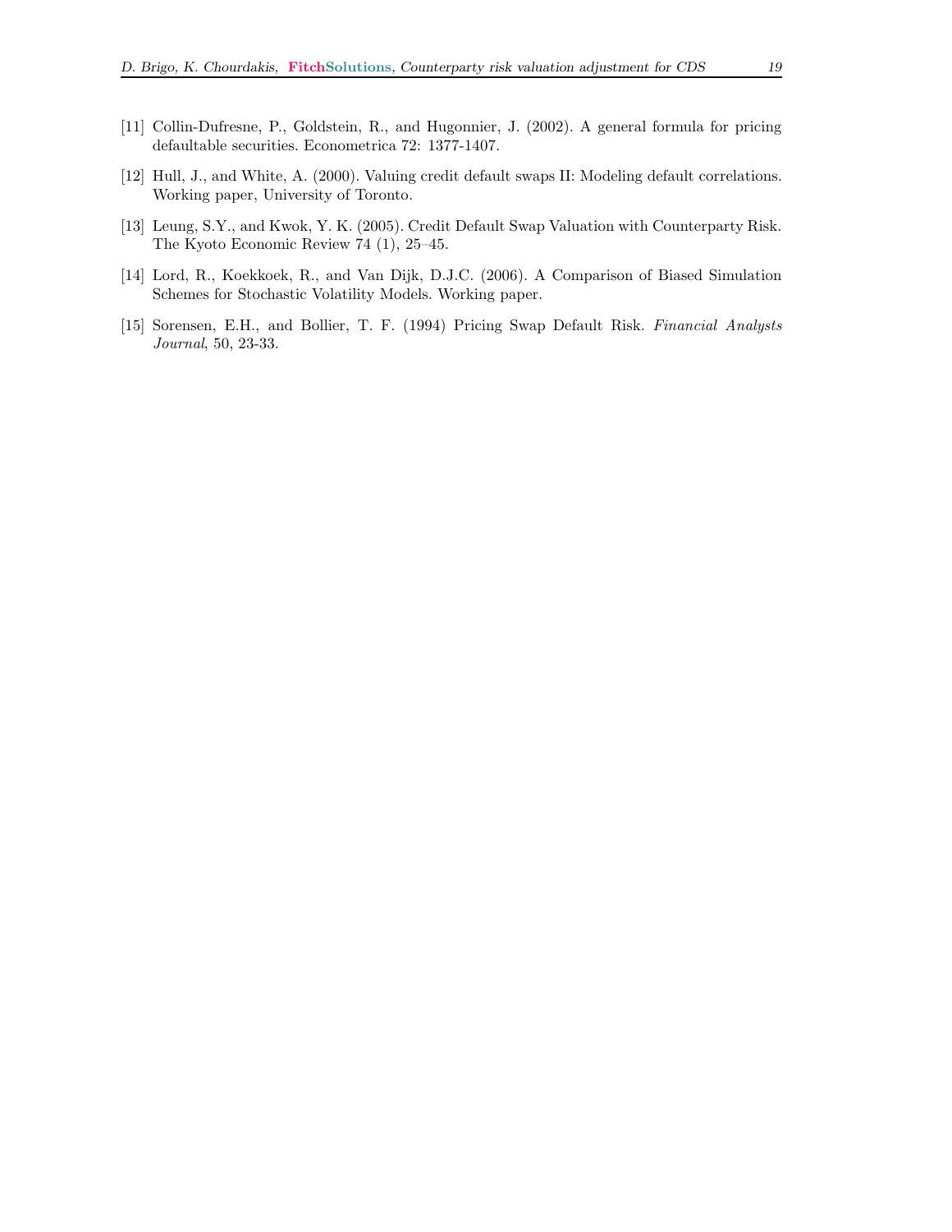[11] Collin-Dufresne, P., Goldstein, R., and Hugonnier, J. (2002). A general formula for pricing defaultable securities. Econometrica 72: 1377-1407.

[12] Hull, J., and White, A. (2000). Valuing credit default swaps II: Modeling default correlations. Working paper, University of Toronto.

[13] Leung, S.Y., and Kwok, Y. K. (2005). Credit Default Swap Valuation with Counterparty Risk. The Kyoto Economic Review 74 (1), 25–45.

[14] Lord, R., Koekkoek, R., and Van Dijk, D.J.C. (2006). A Comparison of Biased Simulation Schemes for Stochastic Volatility Models. Working paper.

[15] Sorensen, E.H., and Bollier, T. F. (1994) Pricing Swap Default Risk. *Financial Analysts Journal*, 50, 23-33.